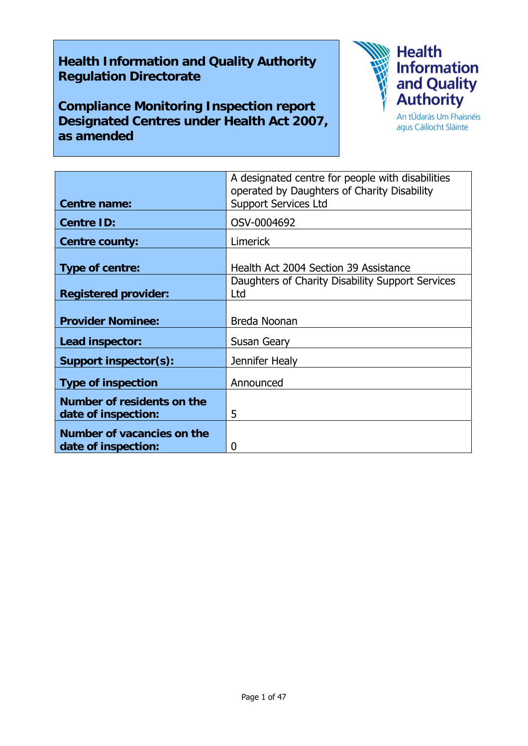**Health Information and Quality Authority**
**Regulation Directorate**

**Compliance Monitoring Inspection report**
**Designated Centres under Health Act 2007, as amended**

Health Information and Quality Authority
An tÚdarás Um Fhaisnéis agus Cáilíocht Sláinte

| | |
|---|---|
| **Centre name:** | A designated centre for people with disabilities operated by Daughters of Charity Disability Support Services Ltd |
| **Centre ID:** | OSV-0004692 |
| **Centre county:** | Limerick |
| **Type of centre:** | Health Act 2004 Section 39 Assistance |
| **Registered provider:** | Daughters of Charity Disability Support Services Ltd |
| **Provider Nominee:** | Breda Noonan |
| **Lead inspector:** | Susan Geary |
| **Support inspector(s):** | Jennifer Healy |
| **Type of inspection** | Announced |
| **Number of residents on the date of inspection:** | 5 |
| **Number of vacancies on the date of inspection:** | 0 |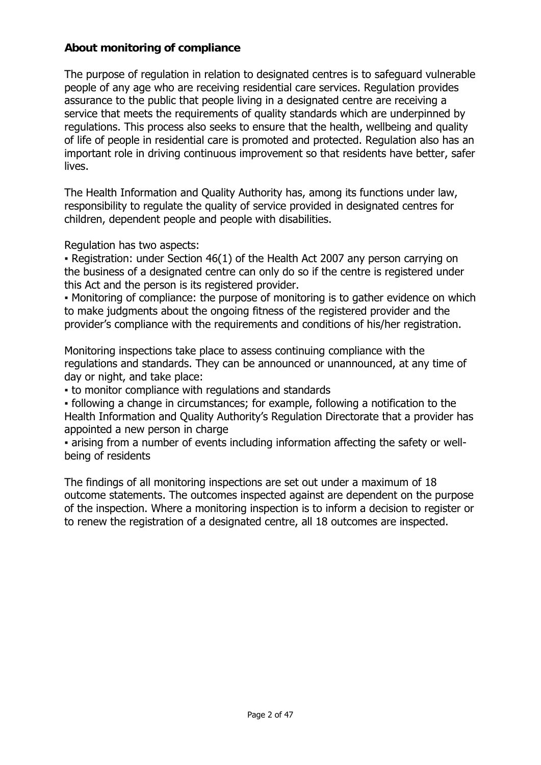**About monitoring of compliance**

The purpose of regulation in relation to designated centres is to safeguard vulnerable people of any age who are receiving residential care services. Regulation provides assurance to the public that people living in a designated centre are receiving a service that meets the requirements of quality standards which are underpinned by regulations. This process also seeks to ensure that the health, wellbeing and quality of life of people in residential care is promoted and protected. Regulation also has an important role in driving continuous improvement so that residents have better, safer lives.

The Health Information and Quality Authority has, among its functions under law, responsibility to regulate the quality of service provided in designated centres for children, dependent people and people with disabilities.

Regulation has two aspects:

- Registration: under Section 46(1) of the Health Act 2007 any person carrying on the business of a designated centre can only do so if the centre is registered under this Act and the person is its registered provider.
- Monitoring of compliance: the purpose of monitoring is to gather evidence on which to make judgments about the ongoing fitness of the registered provider and the provider's compliance with the requirements and conditions of his/her registration.

Monitoring inspections take place to assess continuing compliance with the regulations and standards. They can be announced or unannounced, at any time of day or night, and take place:

- to monitor compliance with regulations and standards
- following a change in circumstances; for example, following a notification to the Health Information and Quality Authority's Regulation Directorate that a provider has appointed a new person in charge
- arising from a number of events including information affecting the safety or well-being of residents

The findings of all monitoring inspections are set out under a maximum of 18 outcome statements. The outcomes inspected against are dependent on the purpose of the inspection. Where a monitoring inspection is to inform a decision to register or to renew the registration of a designated centre, all 18 outcomes are inspected.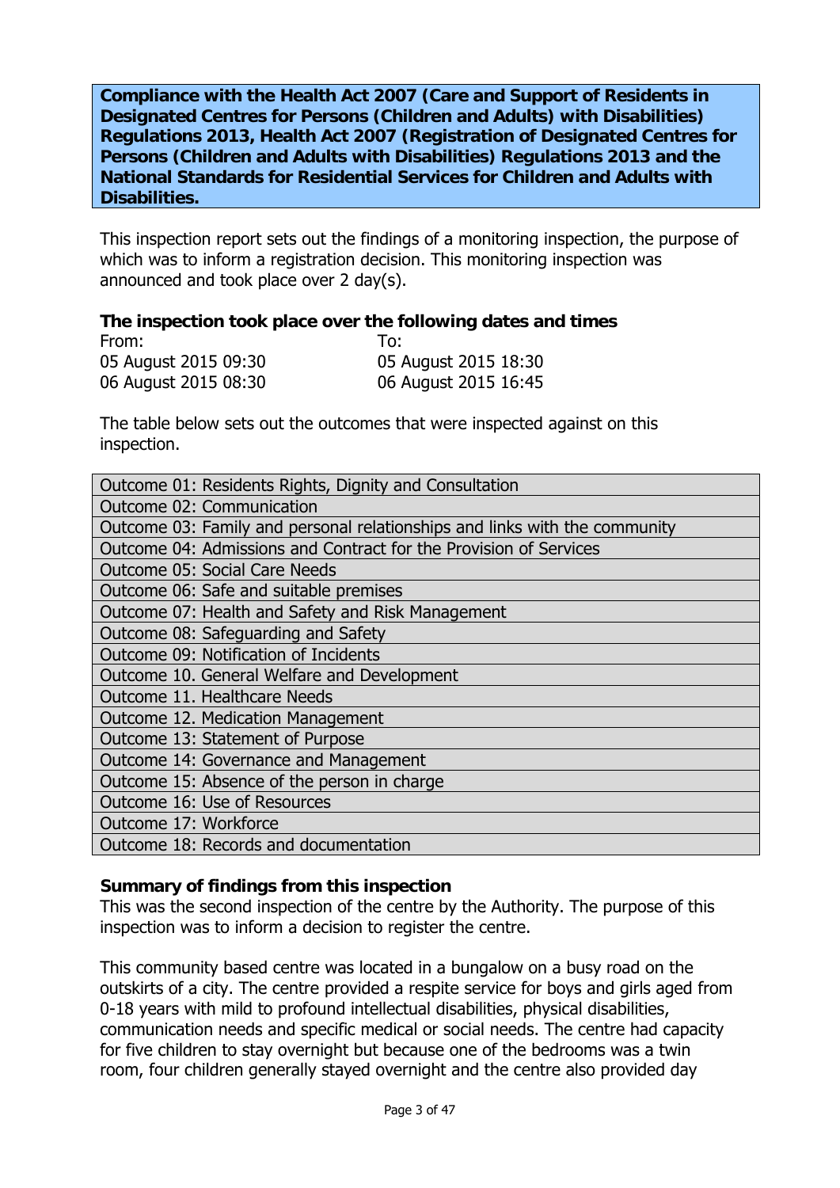**Compliance with the Health Act 2007 (Care and Support of Residents in Designated Centres for Persons (Children and Adults) with Disabilities) Regulations 2013, Health Act 2007 (Registration of Designated Centres for Persons (Children and Adults with Disabilities) Regulations 2013 and the National Standards for Residential Services for Children and Adults with Disabilities.**

This inspection report sets out the findings of a monitoring inspection, the purpose of which was to inform a registration decision. This monitoring inspection was announced and took place over 2 day(s).

**The inspection took place over the following dates and times**

| From: | To: |
|---|---|
| 05 August 2015 09:30 | 05 August 2015 18:30 |
| 06 August 2015 08:30 | 06 August 2015 16:45 |

The table below sets out the outcomes that were inspected against on this inspection.

| Outcome |
|---|
| Outcome 01: Residents Rights, Dignity and Consultation |
| Outcome 02: Communication |
| Outcome 03: Family and personal relationships and links with the community |
| Outcome 04: Admissions and Contract for the Provision of Services |
| Outcome 05: Social Care Needs |
| Outcome 06: Safe and suitable premises |
| Outcome 07: Health and Safety and Risk Management |
| Outcome 08: Safeguarding and Safety |
| Outcome 09: Notification of Incidents |
| Outcome 10. General Welfare and Development |
| Outcome 11. Healthcare Needs |
| Outcome 12. Medication Management |
| Outcome 13: Statement of Purpose |
| Outcome 14: Governance and Management |
| Outcome 15: Absence of the person in charge |
| Outcome 16: Use of Resources |
| Outcome 17: Workforce |
| Outcome 18: Records and documentation |

**Summary of findings from this inspection**

This was the second inspection of the centre by the Authority. The purpose of this inspection was to inform a decision to register the centre.

This community based centre was located in a bungalow on a busy road on the outskirts of a city. The centre provided a respite service for boys and girls aged from 0-18 years with mild to profound intellectual disabilities, physical disabilities, communication needs and specific medical or social needs. The centre had capacity for five children to stay overnight but because one of the bedrooms was a twin room, four children generally stayed overnight and the centre also provided day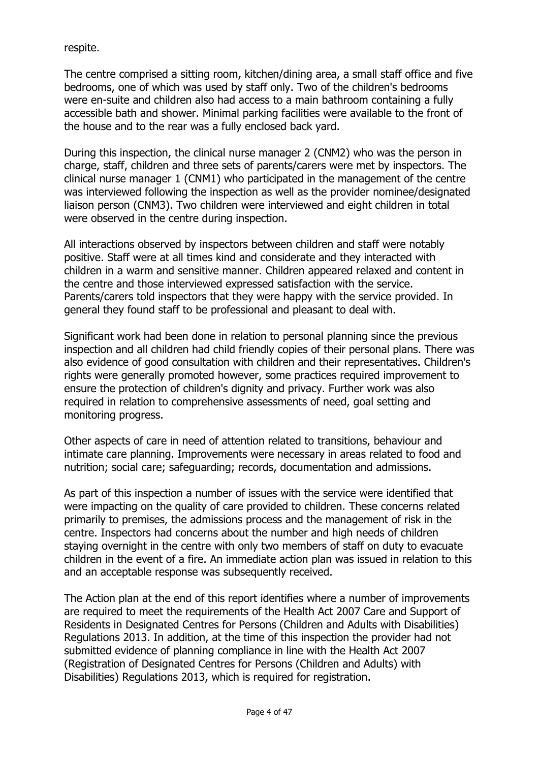respite.

The centre comprised a sitting room, kitchen/dining area, a small staff office and five bedrooms, one of which was used by staff only. Two of the children's bedrooms were en-suite and children also had access to a main bathroom containing a fully accessible bath and shower. Minimal parking facilities were available to the front of the house and to the rear was a fully enclosed back yard.

During this inspection, the clinical nurse manager 2 (CNM2) who was the person in charge, staff, children and three sets of parents/carers were met by inspectors. The clinical nurse manager 1 (CNM1) who participated in the management of the centre was interviewed following the inspection as well as the provider nominee/designated liaison person (CNM3). Two children were interviewed and eight children in total were observed in the centre during inspection.

All interactions observed by inspectors between children and staff were notably positive. Staff were at all times kind and considerate and they interacted with children in a warm and sensitive manner. Children appeared relaxed and content in the centre and those interviewed expressed satisfaction with the service. Parents/carers told inspectors that they were happy with the service provided. In general they found staff to be professional and pleasant to deal with.

Significant work had been done in relation to personal planning since the previous inspection and all children had child friendly copies of their personal plans. There was also evidence of good consultation with children and their representatives. Children's rights were generally promoted however, some practices required improvement to ensure the protection of children's dignity and privacy. Further work was also required in relation to comprehensive assessments of need, goal setting and monitoring progress.

Other aspects of care in need of attention related to transitions, behaviour and intimate care planning. Improvements were necessary in areas related to food and nutrition; social care; safeguarding; records, documentation and admissions.

As part of this inspection a number of issues with the service were identified that were impacting on the quality of care provided to children. These concerns related primarily to premises, the admissions process and the management of risk in the centre. Inspectors had concerns about the number and high needs of children staying overnight in the centre with only two members of staff on duty to evacuate children in the event of a fire. An immediate action plan was issued in relation to this and an acceptable response was subsequently received.

The Action plan at the end of this report identifies where a number of improvements are required to meet the requirements of the Health Act 2007 Care and Support of Residents in Designated Centres for Persons (Children and Adults with Disabilities) Regulations 2013. In addition, at the time of this inspection the provider had not submitted evidence of planning compliance in line with the Health Act 2007 (Registration of Designated Centres for Persons (Children and Adults) with Disabilities) Regulations 2013, which is required for registration.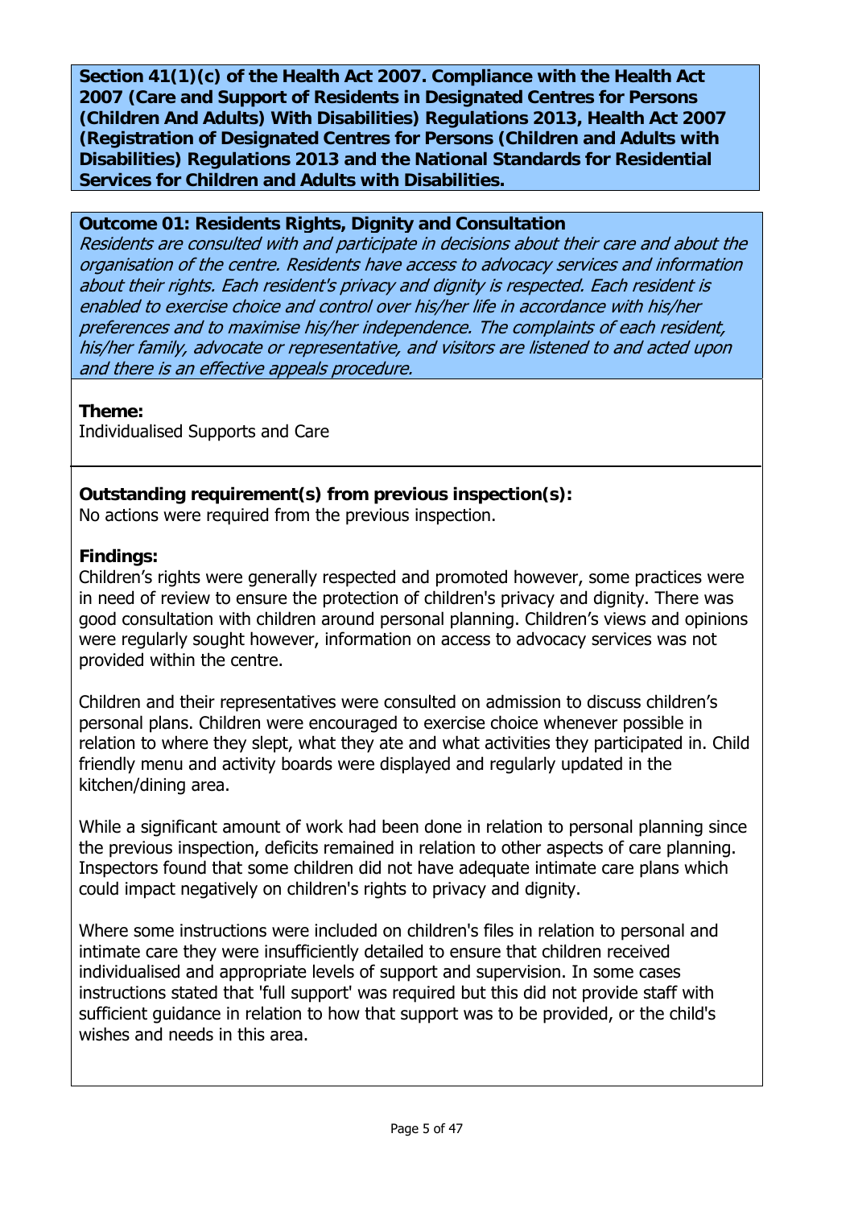**Section 41(1)(c) of the Health Act 2007. Compliance with the Health Act 2007 (Care and Support of Residents in Designated Centres for Persons (Children And Adults) With Disabilities) Regulations 2013, Health Act 2007 (Registration of Designated Centres for Persons (Children and Adults with Disabilities) Regulations 2013 and the National Standards for Residential Services for Children and Adults with Disabilities.**

**Outcome 01: Residents Rights, Dignity and Consultation**
*Residents are consulted with and participate in decisions about their care and about the organisation of the centre. Residents have access to advocacy services and information about their rights. Each resident's privacy and dignity is respected. Each resident is enabled to exercise choice and control over his/her life in accordance with his/her preferences and to maximise his/her independence. The complaints of each resident, his/her family, advocate or representative, and visitors are listened to and acted upon and there is an effective appeals procedure.*

**Theme:**
Individualised Supports and Care

**Outstanding requirement(s) from previous inspection(s):**
No actions were required from the previous inspection.

**Findings:**
Children's rights were generally respected and promoted however, some practices were in need of review to ensure the protection of children's privacy and dignity. There was good consultation with children around personal planning. Children's views and opinions were regularly sought however, information on access to advocacy services was not provided within the centre.

Children and their representatives were consulted on admission to discuss children's personal plans. Children were encouraged to exercise choice whenever possible in relation to where they slept, what they ate and what activities they participated in. Child friendly menu and activity boards were displayed and regularly updated in the kitchen/dining area.

While a significant amount of work had been done in relation to personal planning since the previous inspection, deficits remained in relation to other aspects of care planning. Inspectors found that some children did not have adequate intimate care plans which could impact negatively on children's rights to privacy and dignity.

Where some instructions were included on children's files in relation to personal and intimate care they were insufficiently detailed to ensure that children received individualised and appropriate levels of support and supervision. In some cases instructions stated that 'full support' was required but this did not provide staff with sufficient guidance in relation to how that support was to be provided, or the child's wishes and needs in this area.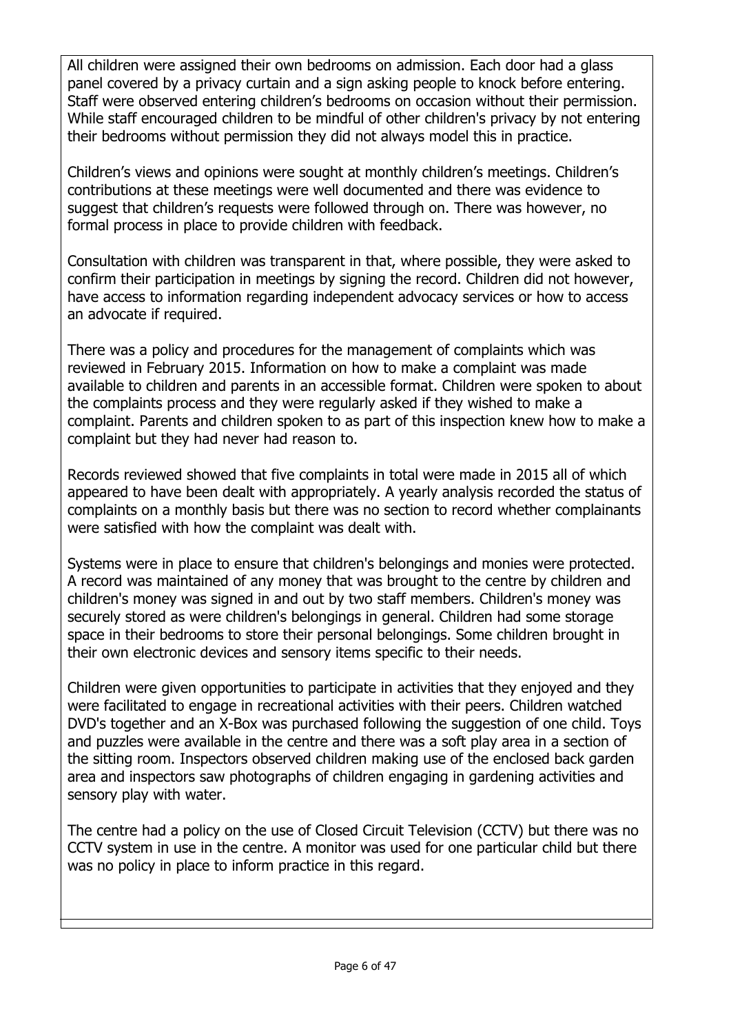All children were assigned their own bedrooms on admission. Each door had a glass panel covered by a privacy curtain and a sign asking people to knock before entering. Staff were observed entering children's bedrooms on occasion without their permission. While staff encouraged children to be mindful of other children's privacy by not entering their bedrooms without permission they did not always model this in practice.

Children's views and opinions were sought at monthly children's meetings. Children's contributions at these meetings were well documented and there was evidence to suggest that children's requests were followed through on. There was however, no formal process in place to provide children with feedback.

Consultation with children was transparent in that, where possible, they were asked to confirm their participation in meetings by signing the record. Children did not however, have access to information regarding independent advocacy services or how to access an advocate if required.

There was a policy and procedures for the management of complaints which was reviewed in February 2015. Information on how to make a complaint was made available to children and parents in an accessible format. Children were spoken to about the complaints process and they were regularly asked if they wished to make a complaint. Parents and children spoken to as part of this inspection knew how to make a complaint but they had never had reason to.

Records reviewed showed that five complaints in total were made in 2015 all of which appeared to have been dealt with appropriately. A yearly analysis recorded the status of complaints on a monthly basis but there was no section to record whether complainants were satisfied with how the complaint was dealt with.

Systems were in place to ensure that children's belongings and monies were protected. A record was maintained of any money that was brought to the centre by children and children's money was signed in and out by two staff members. Children's money was securely stored as were children's belongings in general. Children had some storage space in their bedrooms to store their personal belongings. Some children brought in their own electronic devices and sensory items specific to their needs.

Children were given opportunities to participate in activities that they enjoyed and they were facilitated to engage in recreational activities with their peers. Children watched DVD's together and an X-Box was purchased following the suggestion of one child. Toys and puzzles were available in the centre and there was a soft play area in a section of the sitting room. Inspectors observed children making use of the enclosed back garden area and inspectors saw photographs of children engaging in gardening activities and sensory play with water.

The centre had a policy on the use of Closed Circuit Television (CCTV) but there was no CCTV system in use in the centre. A monitor was used for one particular child but there was no policy in place to inform practice in this regard.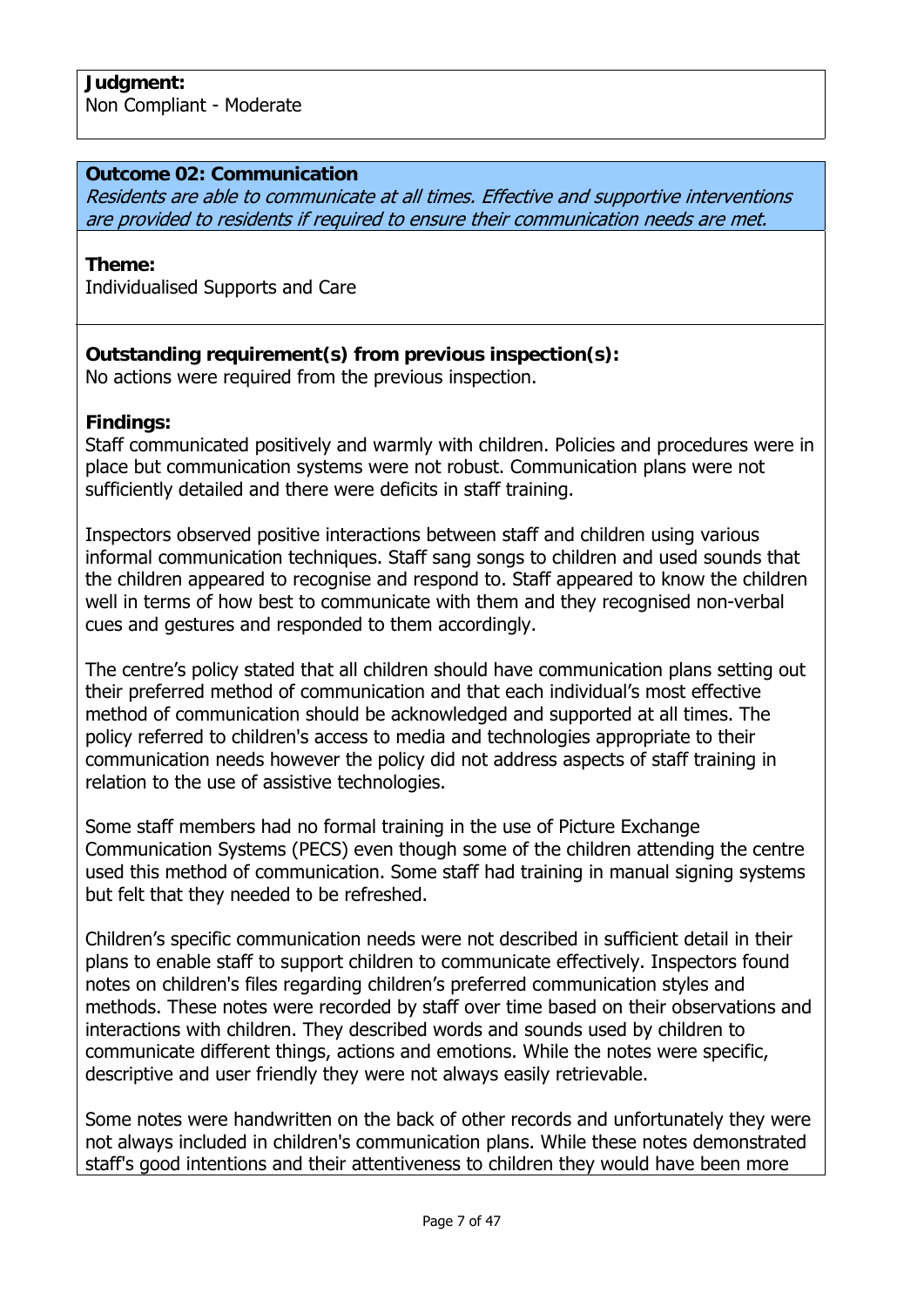**Judgment:**
Non Compliant - Moderate

**Outcome 02: Communication**
*Residents are able to communicate at all times. Effective and supportive interventions are provided to residents if required to ensure their communication needs are met.*

**Theme:**
Individualised Supports and Care

**Outstanding requirement(s) from previous inspection(s):**
No actions were required from the previous inspection.

**Findings:**
Staff communicated positively and warmly with children. Policies and procedures were in place but communication systems were not robust. Communication plans were not sufficiently detailed and there were deficits in staff training.

Inspectors observed positive interactions between staff and children using various informal communication techniques. Staff sang songs to children and used sounds that the children appeared to recognise and respond to. Staff appeared to know the children well in terms of how best to communicate with them and they recognised non-verbal cues and gestures and responded to them accordingly.

The centre's policy stated that all children should have communication plans setting out their preferred method of communication and that each individual's most effective method of communication should be acknowledged and supported at all times. The policy referred to children's access to media and technologies appropriate to their communication needs however the policy did not address aspects of staff training in relation to the use of assistive technologies.

Some staff members had no formal training in the use of Picture Exchange Communication Systems (PECS) even though some of the children attending the centre used this method of communication. Some staff had training in manual signing systems but felt that they needed to be refreshed.

Children's specific communication needs were not described in sufficient detail in their plans to enable staff to support children to communicate effectively. Inspectors found notes on children's files regarding children's preferred communication styles and methods. These notes were recorded by staff over time based on their observations and interactions with children. They described words and sounds used by children to communicate different things, actions and emotions. While the notes were specific, descriptive and user friendly they were not always easily retrievable.

Some notes were handwritten on the back of other records and unfortunately they were not always included in children's communication plans. While these notes demonstrated staff's good intentions and their attentiveness to children they would have been more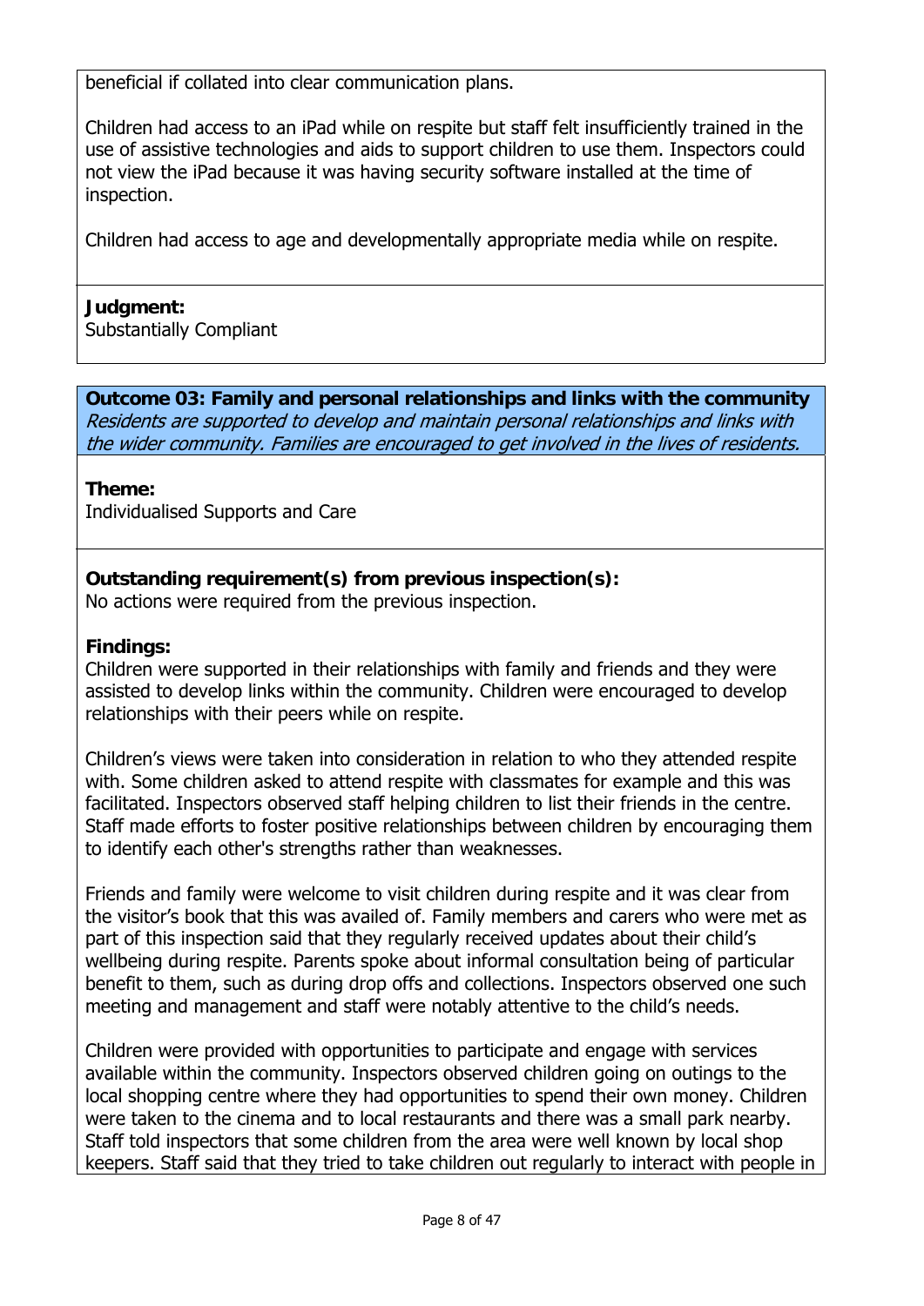beneficial if collated into clear communication plans.

Children had access to an iPad while on respite but staff felt insufficiently trained in the use of assistive technologies and aids to support children to use them. Inspectors could not view the iPad because it was having security software installed at the time of inspection.

Children had access to age and developmentally appropriate media while on respite.

**Judgment:**
Substantially Compliant

**Outcome 03: Family and personal relationships and links with the community**
*Residents are supported to develop and maintain personal relationships and links with the wider community. Families are encouraged to get involved in the lives of residents.*

**Theme:**
Individualised Supports and Care

**Outstanding requirement(s) from previous inspection(s):**
No actions were required from the previous inspection.

**Findings:**
Children were supported in their relationships with family and friends and they were assisted to develop links within the community. Children were encouraged to develop relationships with their peers while on respite.

Children's views were taken into consideration in relation to who they attended respite with. Some children asked to attend respite with classmates for example and this was facilitated. Inspectors observed staff helping children to list their friends in the centre. Staff made efforts to foster positive relationships between children by encouraging them to identify each other's strengths rather than weaknesses.

Friends and family were welcome to visit children during respite and it was clear from the visitor's book that this was availed of. Family members and carers who were met as part of this inspection said that they regularly received updates about their child's wellbeing during respite. Parents spoke about informal consultation being of particular benefit to them, such as during drop offs and collections. Inspectors observed one such meeting and management and staff were notably attentive to the child's needs.

Children were provided with opportunities to participate and engage with services available within the community. Inspectors observed children going on outings to the local shopping centre where they had opportunities to spend their own money. Children were taken to the cinema and to local restaurants and there was a small park nearby. Staff told inspectors that some children from the area were well known by local shop keepers. Staff said that they tried to take children out regularly to interact with people in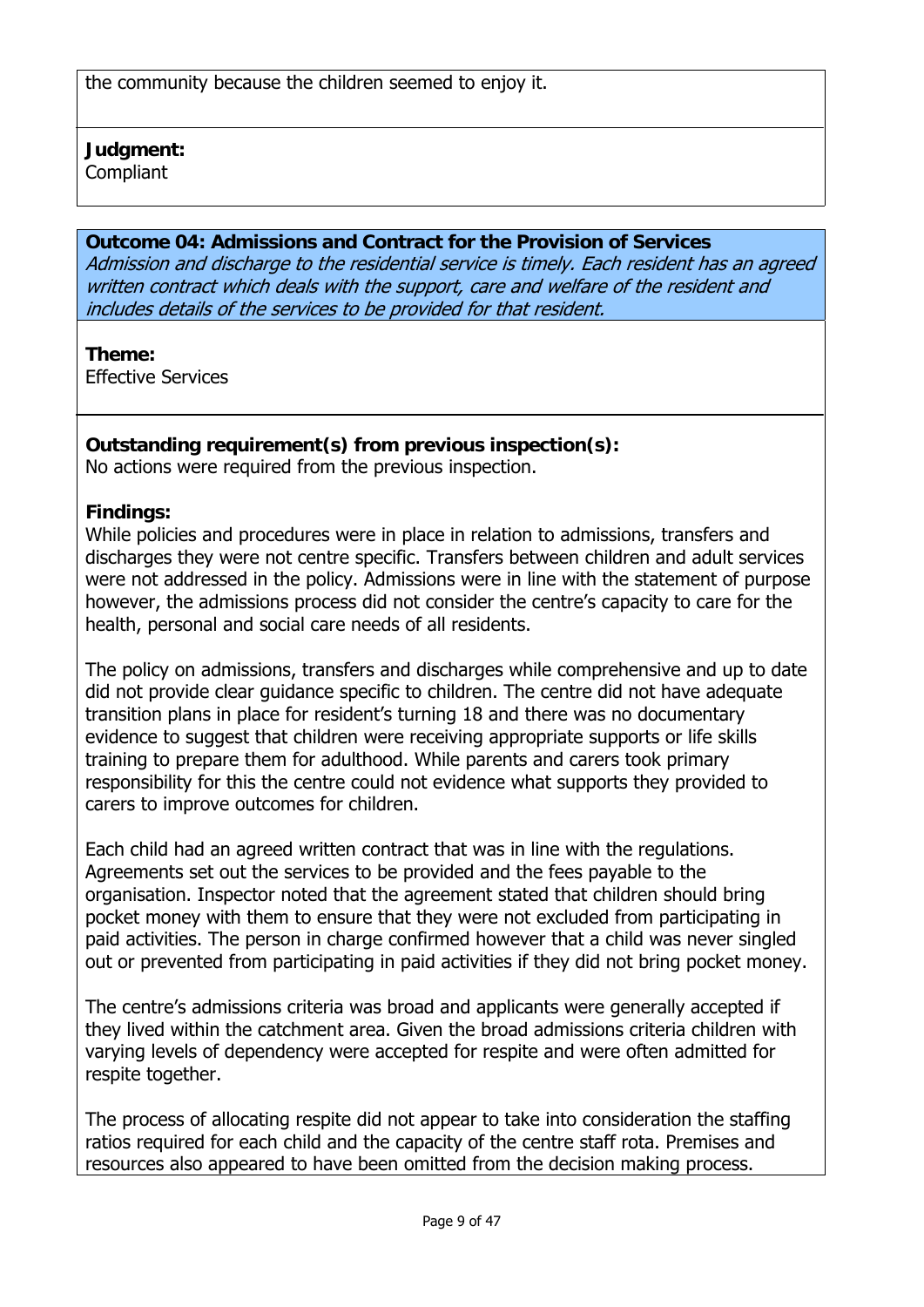the community because the children seemed to enjoy it.

**Judgment:**
Compliant

### Outcome 04: Admissions and Contract for the Provision of Services

*Admission and discharge to the residential service is timely. Each resident has an agreed written contract which deals with the support, care and welfare of the resident and includes details of the services to be provided for that resident.*

**Theme:**
Effective Services

**Outstanding requirement(s) from previous inspection(s):**
No actions were required from the previous inspection.

**Findings:**
While policies and procedures were in place in relation to admissions, transfers and discharges they were not centre specific. Transfers between children and adult services were not addressed in the policy. Admissions were in line with the statement of purpose however, the admissions process did not consider the centre's capacity to care for the health, personal and social care needs of all residents.

The policy on admissions, transfers and discharges while comprehensive and up to date did not provide clear guidance specific to children. The centre did not have adequate transition plans in place for resident's turning 18 and there was no documentary evidence to suggest that children were receiving appropriate supports or life skills training to prepare them for adulthood. While parents and carers took primary responsibility for this the centre could not evidence what supports they provided to carers to improve outcomes for children.

Each child had an agreed written contract that was in line with the regulations. Agreements set out the services to be provided and the fees payable to the organisation. Inspector noted that the agreement stated that children should bring pocket money with them to ensure that they were not excluded from participating in paid activities. The person in charge confirmed however that a child was never singled out or prevented from participating in paid activities if they did not bring pocket money.

The centre's admissions criteria was broad and applicants were generally accepted if they lived within the catchment area. Given the broad admissions criteria children with varying levels of dependency were accepted for respite and were often admitted for respite together.

The process of allocating respite did not appear to take into consideration the staffing ratios required for each child and the capacity of the centre staff rota. Premises and resources also appeared to have been omitted from the decision making process.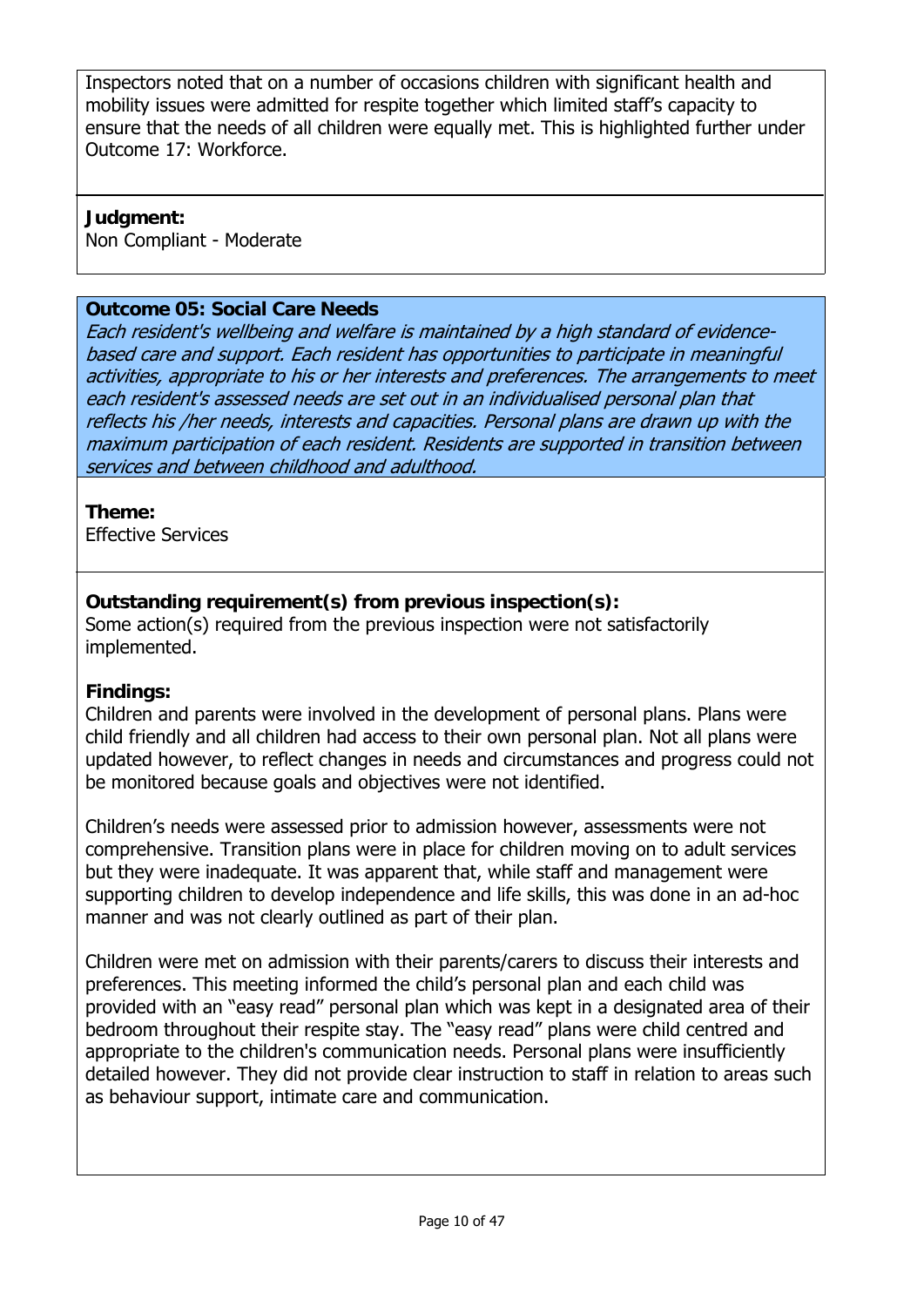Inspectors noted that on a number of occasions children with significant health and mobility issues were admitted for respite together which limited staff's capacity to ensure that the needs of all children were equally met. This is highlighted further under Outcome 17: Workforce.

**Judgment:**
Non Compliant - Moderate

**Outcome 05: Social Care Needs**
*Each resident's wellbeing and welfare is maintained by a high standard of evidence-based care and support. Each resident has opportunities to participate in meaningful activities, appropriate to his or her interests and preferences. The arrangements to meet each resident's assessed needs are set out in an individualised personal plan that reflects his /her needs, interests and capacities. Personal plans are drawn up with the maximum participation of each resident. Residents are supported in transition between services and between childhood and adulthood.*

**Theme:**
Effective Services

**Outstanding requirement(s) from previous inspection(s):**
Some action(s) required from the previous inspection were not satisfactorily implemented.

**Findings:**
Children and parents were involved in the development of personal plans. Plans were child friendly and all children had access to their own personal plan. Not all plans were updated however, to reflect changes in needs and circumstances and progress could not be monitored because goals and objectives were not identified.

Children's needs were assessed prior to admission however, assessments were not comprehensive. Transition plans were in place for children moving on to adult services but they were inadequate. It was apparent that, while staff and management were supporting children to develop independence and life skills, this was done in an ad-hoc manner and was not clearly outlined as part of their plan.

Children were met on admission with their parents/carers to discuss their interests and preferences. This meeting informed the child's personal plan and each child was provided with an "easy read" personal plan which was kept in a designated area of their bedroom throughout their respite stay. The "easy read" plans were child centred and appropriate to the children's communication needs. Personal plans were insufficiently detailed however. They did not provide clear instruction to staff in relation to areas such as behaviour support, intimate care and communication.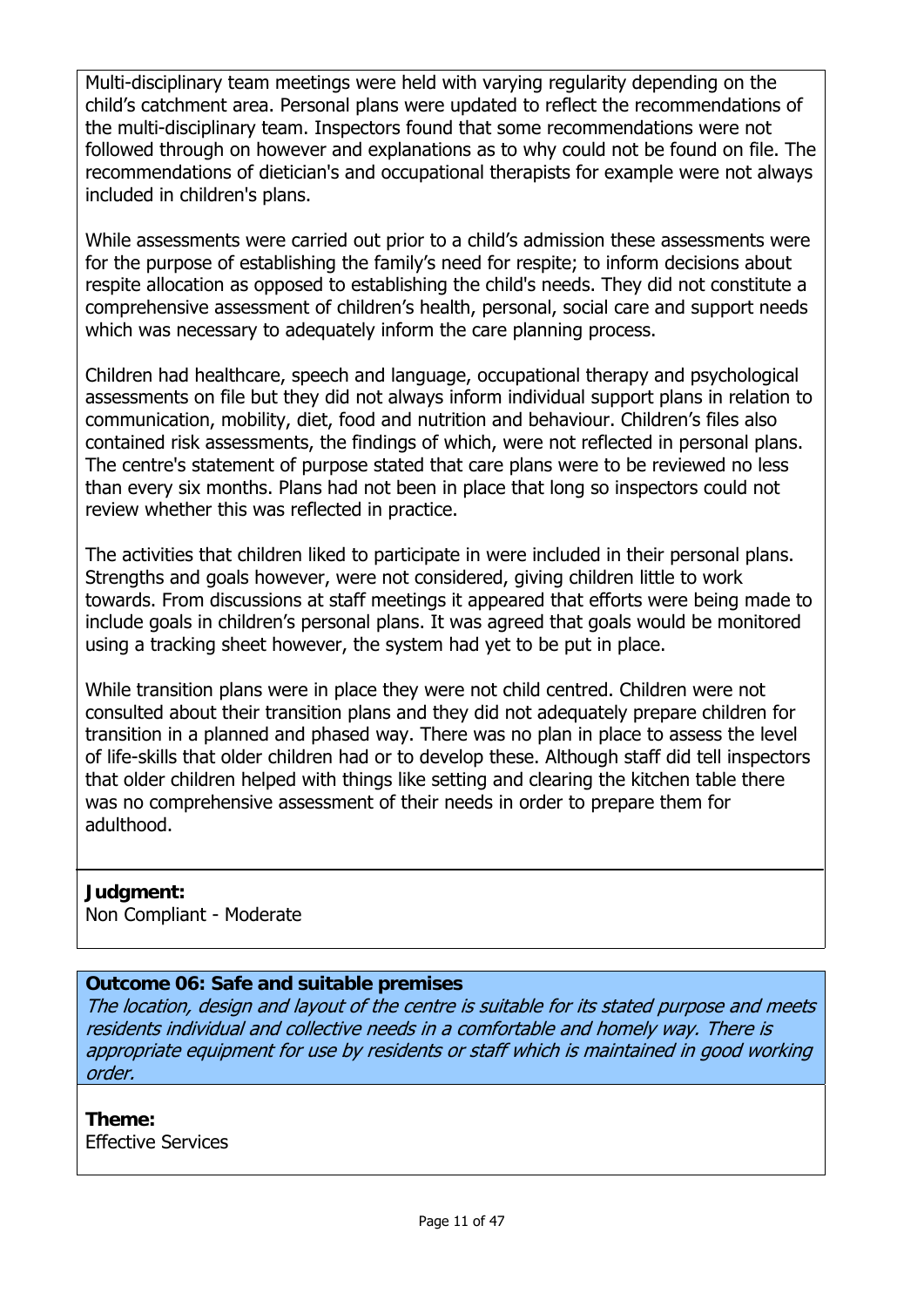Multi-disciplinary team meetings were held with varying regularity depending on the child's catchment area. Personal plans were updated to reflect the recommendations of the multi-disciplinary team. Inspectors found that some recommendations were not followed through on however and explanations as to why could not be found on file. The recommendations of dietician's and occupational therapists for example were not always included in children's plans.

While assessments were carried out prior to a child's admission these assessments were for the purpose of establishing the family's need for respite; to inform decisions about respite allocation as opposed to establishing the child's needs. They did not constitute a comprehensive assessment of children's health, personal, social care and support needs which was necessary to adequately inform the care planning process.

Children had healthcare, speech and language, occupational therapy and psychological assessments on file but they did not always inform individual support plans in relation to communication, mobility, diet, food and nutrition and behaviour. Children's files also contained risk assessments, the findings of which, were not reflected in personal plans. The centre's statement of purpose stated that care plans were to be reviewed no less than every six months. Plans had not been in place that long so inspectors could not review whether this was reflected in practice.

The activities that children liked to participate in were included in their personal plans. Strengths and goals however, were not considered, giving children little to work towards. From discussions at staff meetings it appeared that efforts were being made to include goals in children's personal plans. It was agreed that goals would be monitored using a tracking sheet however, the system had yet to be put in place.

While transition plans were in place they were not child centred. Children were not consulted about their transition plans and they did not adequately prepare children for transition in a planned and phased way. There was no plan in place to assess the level of life-skills that older children had or to develop these. Although staff did tell inspectors that older children helped with things like setting and clearing the kitchen table there was no comprehensive assessment of their needs in order to prepare them for adulthood.

**Judgment:**
Non Compliant - Moderate

**Outcome 06: Safe and suitable premises**
*The location, design and layout of the centre is suitable for its stated purpose and meets residents individual and collective needs in a comfortable and homely way. There is appropriate equipment for use by residents or staff which is maintained in good working order.*

**Theme:**
Effective Services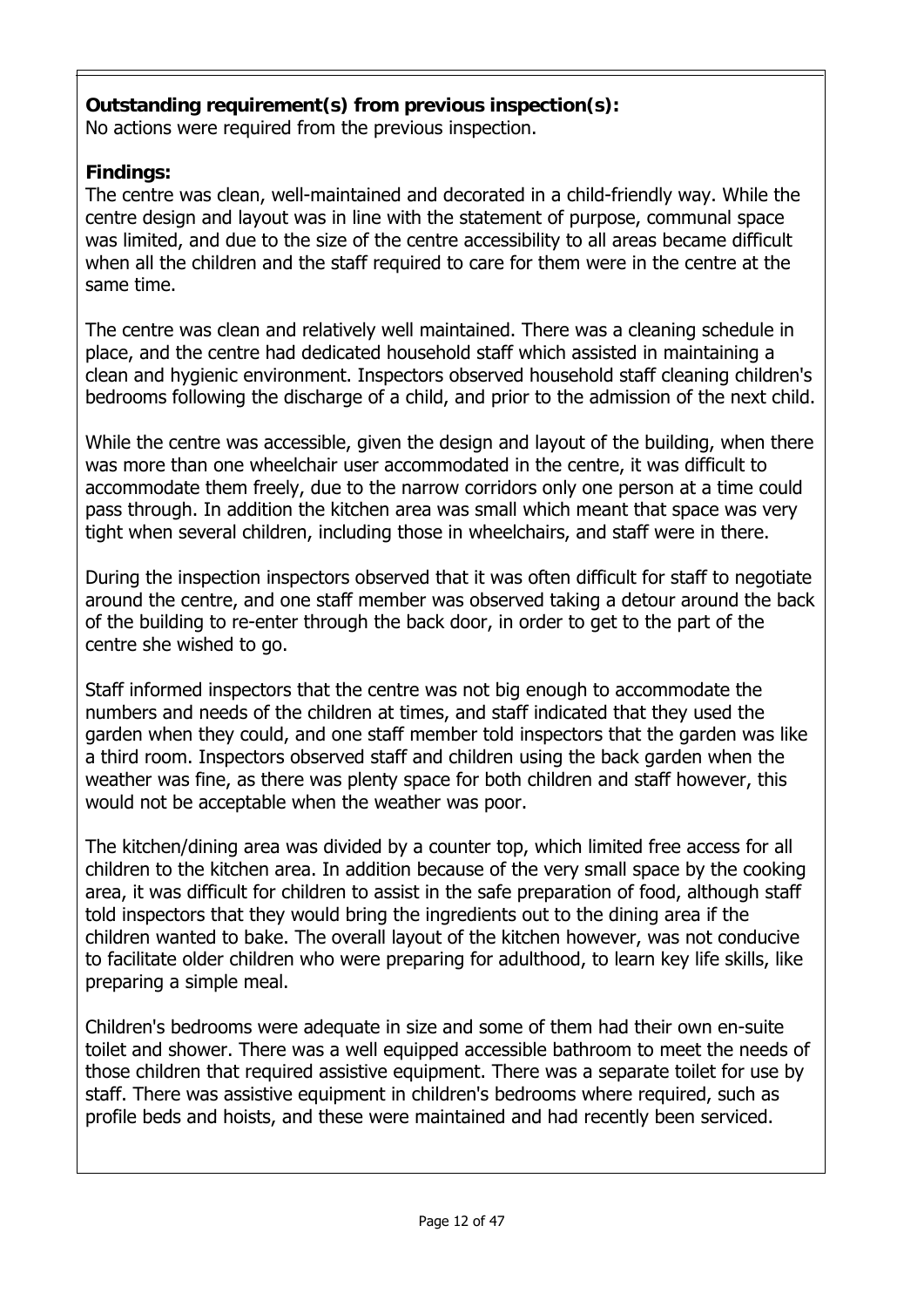**Outstanding requirement(s) from previous inspection(s):**
No actions were required from the previous inspection.

**Findings:**
The centre was clean, well-maintained and decorated in a child-friendly way. While the centre design and layout was in line with the statement of purpose, communal space was limited, and due to the size of the centre accessibility to all areas became difficult when all the children and the staff required to care for them were in the centre at the same time.

The centre was clean and relatively well maintained. There was a cleaning schedule in place, and the centre had dedicated household staff which assisted in maintaining a clean and hygienic environment. Inspectors observed household staff cleaning children's bedrooms following the discharge of a child, and prior to the admission of the next child.

While the centre was accessible, given the design and layout of the building, when there was more than one wheelchair user accommodated in the centre, it was difficult to accommodate them freely, due to the narrow corridors only one person at a time could pass through. In addition the kitchen area was small which meant that space was very tight when several children, including those in wheelchairs, and staff were in there.

During the inspection inspectors observed that it was often difficult for staff to negotiate around the centre, and one staff member was observed taking a detour around the back of the building to re-enter through the back door, in order to get to the part of the centre she wished to go.

Staff informed inspectors that the centre was not big enough to accommodate the numbers and needs of the children at times, and staff indicated that they used the garden when they could, and one staff member told inspectors that the garden was like a third room. Inspectors observed staff and children using the back garden when the weather was fine, as there was plenty space for both children and staff however, this would not be acceptable when the weather was poor.

The kitchen/dining area was divided by a counter top, which limited free access for all children to the kitchen area. In addition because of the very small space by the cooking area, it was difficult for children to assist in the safe preparation of food, although staff told inspectors that they would bring the ingredients out to the dining area if the children wanted to bake. The overall layout of the kitchen however, was not conducive to facilitate older children who were preparing for adulthood, to learn key life skills, like preparing a simple meal.

Children's bedrooms were adequate in size and some of them had their own en-suite toilet and shower. There was a well equipped accessible bathroom to meet the needs of those children that required assistive equipment. There was a separate toilet for use by staff. There was assistive equipment in children's bedrooms where required, such as profile beds and hoists, and these were maintained and had recently been serviced.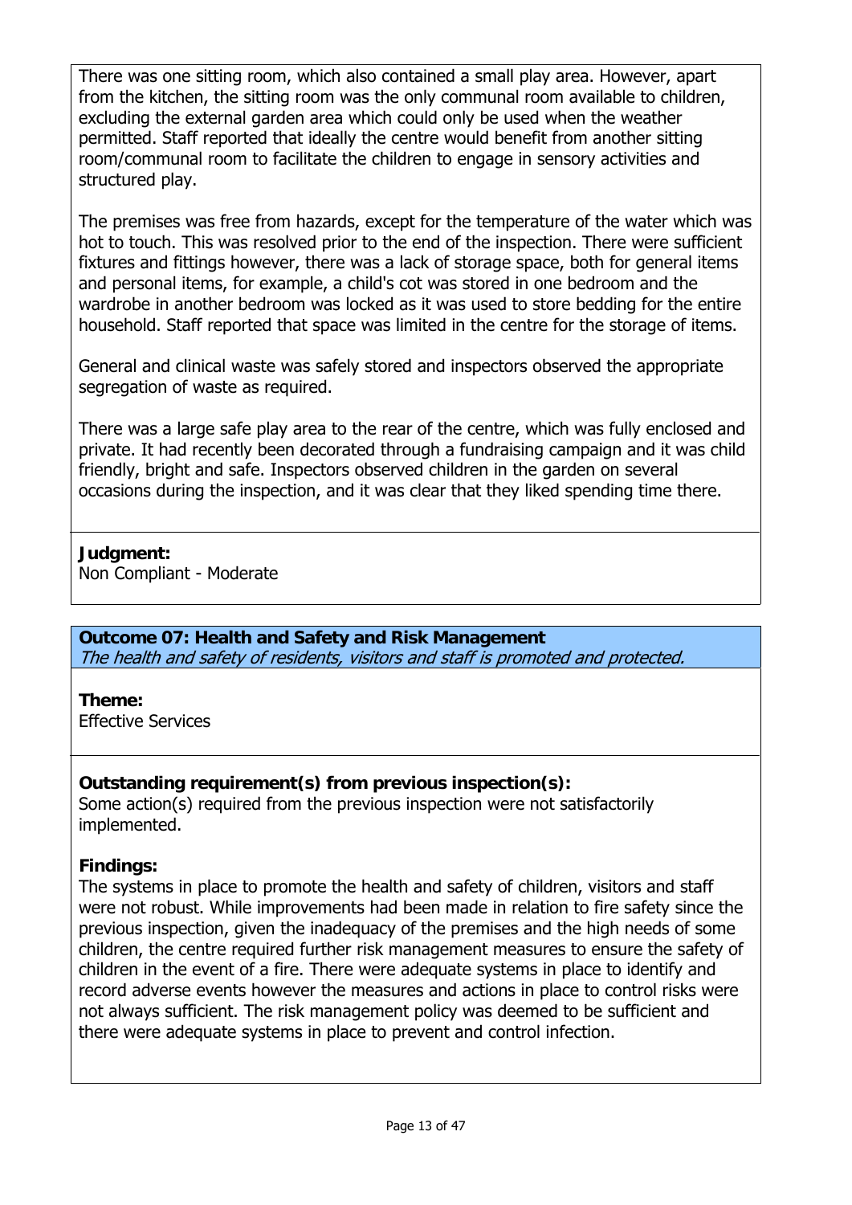There was one sitting room, which also contained a small play area. However, apart from the kitchen, the sitting room was the only communal room available to children, excluding the external garden area which could only be used when the weather permitted. Staff reported that ideally the centre would benefit from another sitting room/communal room to facilitate the children to engage in sensory activities and structured play.

The premises was free from hazards, except for the temperature of the water which was hot to touch. This was resolved prior to the end of the inspection. There were sufficient fixtures and fittings however, there was a lack of storage space, both for general items and personal items, for example, a child's cot was stored in one bedroom and the wardrobe in another bedroom was locked as it was used to store bedding for the entire household. Staff reported that space was limited in the centre for the storage of items.

General and clinical waste was safely stored and inspectors observed the appropriate segregation of waste as required.

There was a large safe play area to the rear of the centre, which was fully enclosed and private. It had recently been decorated through a fundraising campaign and it was child friendly, bright and safe. Inspectors observed children in the garden on several occasions during the inspection, and it was clear that they liked spending time there.

**Judgment:**
Non Compliant - Moderate

**Outcome 07: Health and Safety and Risk Management**
*The health and safety of residents, visitors and staff is promoted and protected.*

**Theme:**
Effective Services

**Outstanding requirement(s) from previous inspection(s):**
Some action(s) required from the previous inspection were not satisfactorily implemented.

**Findings:**
The systems in place to promote the health and safety of children, visitors and staff were not robust. While improvements had been made in relation to fire safety since the previous inspection, given the inadequacy of the premises and the high needs of some children, the centre required further risk management measures to ensure the safety of children in the event of a fire. There were adequate systems in place to identify and record adverse events however the measures and actions in place to control risks were not always sufficient. The risk management policy was deemed to be sufficient and there were adequate systems in place to prevent and control infection.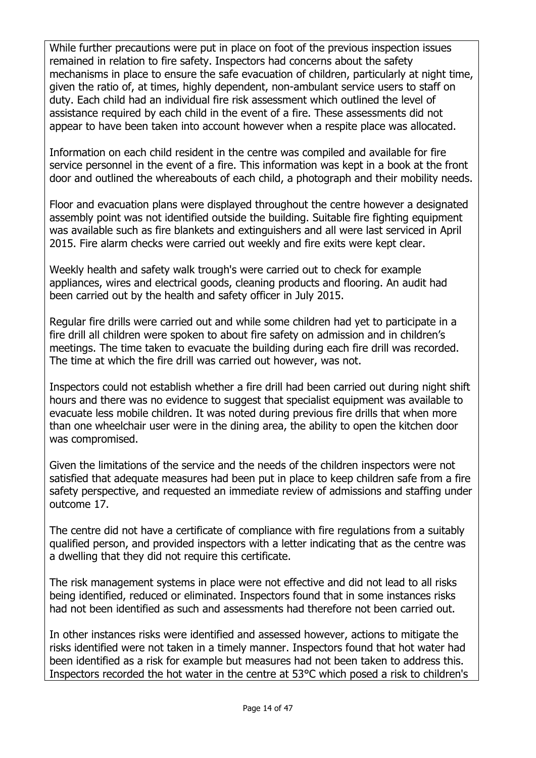While further precautions were put in place on foot of the previous inspection issues remained in relation to fire safety. Inspectors had concerns about the safety mechanisms in place to ensure the safe evacuation of children, particularly at night time, given the ratio of, at times, highly dependent, non-ambulant service users to staff on duty. Each child had an individual fire risk assessment which outlined the level of assistance required by each child in the event of a fire. These assessments did not appear to have been taken into account however when a respite place was allocated.

Information on each child resident in the centre was compiled and available for fire service personnel in the event of a fire. This information was kept in a book at the front door and outlined the whereabouts of each child, a photograph and their mobility needs.

Floor and evacuation plans were displayed throughout the centre however a designated assembly point was not identified outside the building. Suitable fire fighting equipment was available such as fire blankets and extinguishers and all were last serviced in April 2015. Fire alarm checks were carried out weekly and fire exits were kept clear.

Weekly health and safety walk trough's were carried out to check for example appliances, wires and electrical goods, cleaning products and flooring. An audit had been carried out by the health and safety officer in July 2015.

Regular fire drills were carried out and while some children had yet to participate in a fire drill all children were spoken to about fire safety on admission and in children's meetings. The time taken to evacuate the building during each fire drill was recorded. The time at which the fire drill was carried out however, was not.

Inspectors could not establish whether a fire drill had been carried out during night shift hours and there was no evidence to suggest that specialist equipment was available to evacuate less mobile children. It was noted during previous fire drills that when more than one wheelchair user were in the dining area, the ability to open the kitchen door was compromised.

Given the limitations of the service and the needs of the children inspectors were not satisfied that adequate measures had been put in place to keep children safe from a fire safety perspective, and requested an immediate review of admissions and staffing under outcome 17.

The centre did not have a certificate of compliance with fire regulations from a suitably qualified person, and provided inspectors with a letter indicating that as the centre was a dwelling that they did not require this certificate.

The risk management systems in place were not effective and did not lead to all risks being identified, reduced or eliminated. Inspectors found that in some instances risks had not been identified as such and assessments had therefore not been carried out.

In other instances risks were identified and assessed however, actions to mitigate the risks identified were not taken in a timely manner. Inspectors found that hot water had been identified as a risk for example but measures had not been taken to address this. Inspectors recorded the hot water in the centre at 53°C which posed a risk to children's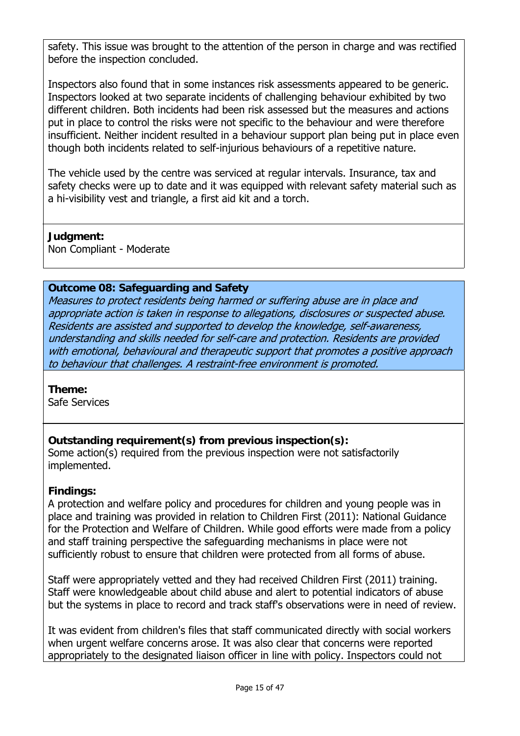safety. This issue was brought to the attention of the person in charge and was rectified before the inspection concluded.

Inspectors also found that in some instances risk assessments appeared to be generic. Inspectors looked at two separate incidents of challenging behaviour exhibited by two different children. Both incidents had been risk assessed but the measures and actions put in place to control the risks were not specific to the behaviour and were therefore insufficient. Neither incident resulted in a behaviour support plan being put in place even though both incidents related to self-injurious behaviours of a repetitive nature.

The vehicle used by the centre was serviced at regular intervals. Insurance, tax and safety checks were up to date and it was equipped with relevant safety material such as a hi-visibility vest and triangle, a first aid kit and a torch.

**Judgment:**
Non Compliant - Moderate

**Outcome 08: Safeguarding and Safety**
*Measures to protect residents being harmed or suffering abuse are in place and appropriate action is taken in response to allegations, disclosures or suspected abuse. Residents are assisted and supported to develop the knowledge, self-awareness, understanding and skills needed for self-care and protection. Residents are provided with emotional, behavioural and therapeutic support that promotes a positive approach to behaviour that challenges. A restraint-free environment is promoted.*

**Theme:**
Safe Services

**Outstanding requirement(s) from previous inspection(s):**
Some action(s) required from the previous inspection were not satisfactorily implemented.

**Findings:**
A protection and welfare policy and procedures for children and young people was in place and training was provided in relation to Children First (2011): National Guidance for the Protection and Welfare of Children. While good efforts were made from a policy and staff training perspective the safeguarding mechanisms in place were not sufficiently robust to ensure that children were protected from all forms of abuse.

Staff were appropriately vetted and they had received Children First (2011) training. Staff were knowledgeable about child abuse and alert to potential indicators of abuse but the systems in place to record and track staff's observations were in need of review.

It was evident from children's files that staff communicated directly with social workers when urgent welfare concerns arose. It was also clear that concerns were reported appropriately to the designated liaison officer in line with policy. Inspectors could not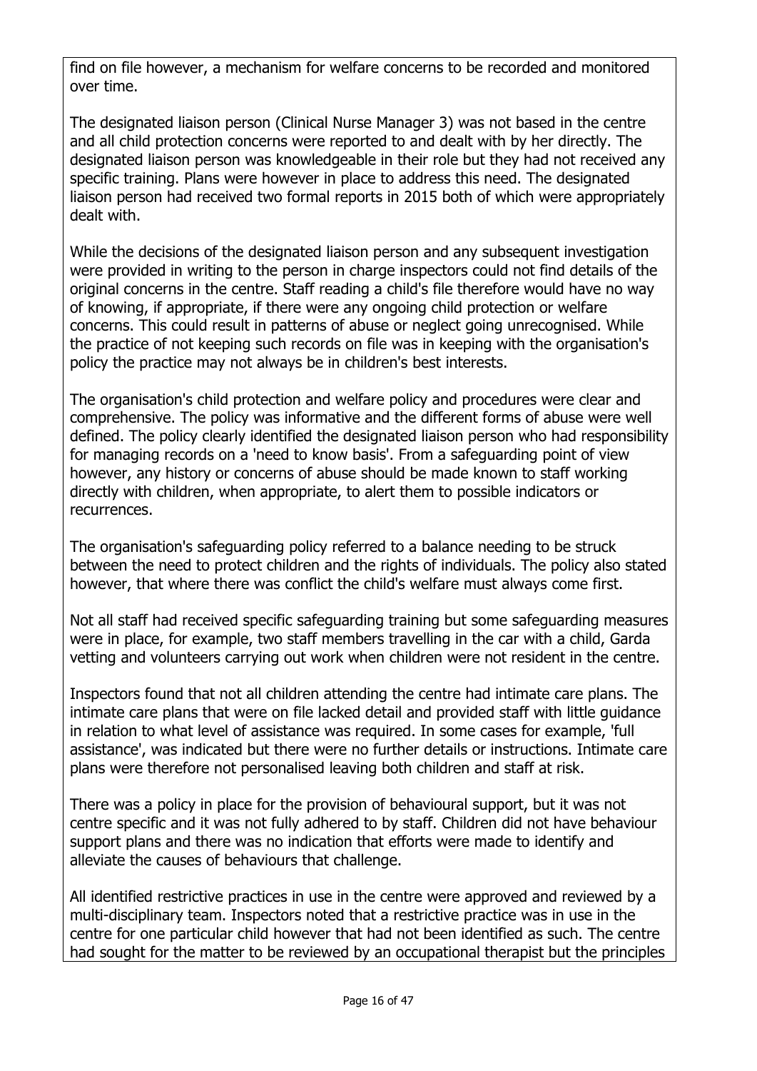find on file however, a mechanism for welfare concerns to be recorded and monitored over time.

The designated liaison person (Clinical Nurse Manager 3) was not based in the centre and all child protection concerns were reported to and dealt with by her directly. The designated liaison person was knowledgeable in their role but they had not received any specific training. Plans were however in place to address this need. The designated liaison person had received two formal reports in 2015 both of which were appropriately dealt with.

While the decisions of the designated liaison person and any subsequent investigation were provided in writing to the person in charge inspectors could not find details of the original concerns in the centre. Staff reading a child's file therefore would have no way of knowing, if appropriate, if there were any ongoing child protection or welfare concerns. This could result in patterns of abuse or neglect going unrecognised. While the practice of not keeping such records on file was in keeping with the organisation's policy the practice may not always be in children's best interests.

The organisation's child protection and welfare policy and procedures were clear and comprehensive. The policy was informative and the different forms of abuse were well defined. The policy clearly identified the designated liaison person who had responsibility for managing records on a 'need to know basis'. From a safeguarding point of view however, any history or concerns of abuse should be made known to staff working directly with children, when appropriate, to alert them to possible indicators or recurrences.

The organisation's safeguarding policy referred to a balance needing to be struck between the need to protect children and the rights of individuals. The policy also stated however, that where there was conflict the child's welfare must always come first.

Not all staff had received specific safeguarding training but some safeguarding measures were in place, for example, two staff members travelling in the car with a child, Garda vetting and volunteers carrying out work when children were not resident in the centre.

Inspectors found that not all children attending the centre had intimate care plans. The intimate care plans that were on file lacked detail and provided staff with little guidance in relation to what level of assistance was required. In some cases for example, 'full assistance', was indicated but there were no further details or instructions. Intimate care plans were therefore not personalised leaving both children and staff at risk.

There was a policy in place for the provision of behavioural support, but it was not centre specific and it was not fully adhered to by staff. Children did not have behaviour support plans and there was no indication that efforts were made to identify and alleviate the causes of behaviours that challenge.

All identified restrictive practices in use in the centre were approved and reviewed by a multi-disciplinary team. Inspectors noted that a restrictive practice was in use in the centre for one particular child however that had not been identified as such. The centre had sought for the matter to be reviewed by an occupational therapist but the principles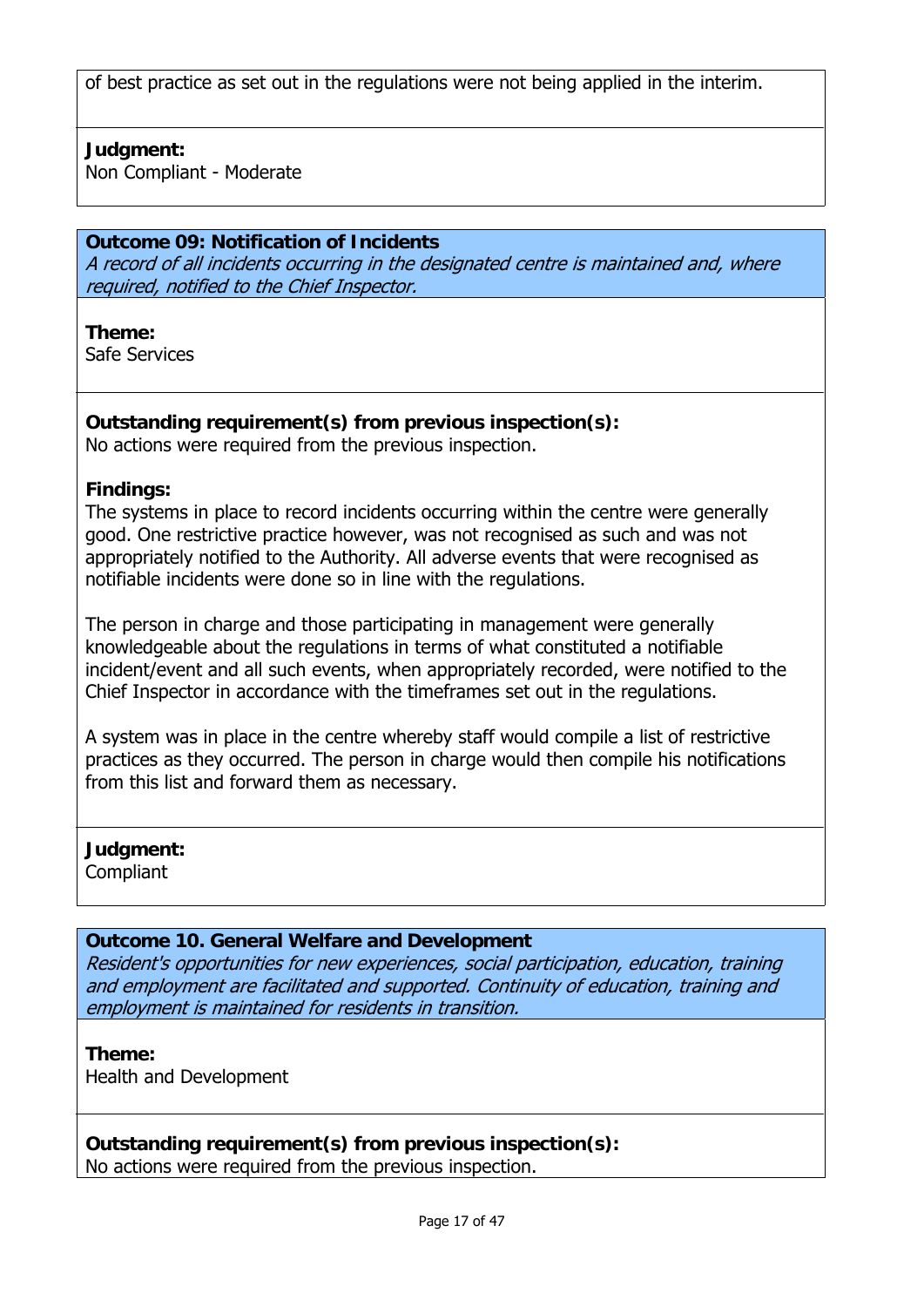of best practice as set out in the regulations were not being applied in the interim.

**Judgment:**
Non Compliant - Moderate

**Outcome 09: Notification of Incidents**
*A record of all incidents occurring in the designated centre is maintained and, where required, notified to the Chief Inspector.*

**Theme:**
Safe Services

**Outstanding requirement(s) from previous inspection(s):**
No actions were required from the previous inspection.

**Findings:**
The systems in place to record incidents occurring within the centre were generally good. One restrictive practice however, was not recognised as such and was not appropriately notified to the Authority. All adverse events that were recognised as notifiable incidents were done so in line with the regulations.

The person in charge and those participating in management were generally knowledgeable about the regulations in terms of what constituted a notifiable incident/event and all such events, when appropriately recorded, were notified to the Chief Inspector in accordance with the timeframes set out in the regulations.

A system was in place in the centre whereby staff would compile a list of restrictive practices as they occurred. The person in charge would then compile his notifications from this list and forward them as necessary.

**Judgment:**
Compliant

**Outcome 10. General Welfare and Development**
*Resident's opportunities for new experiences, social participation, education, training and employment are facilitated and supported. Continuity of education, training and employment is maintained for residents in transition.*

**Theme:**
Health and Development

**Outstanding requirement(s) from previous inspection(s):**
No actions were required from the previous inspection.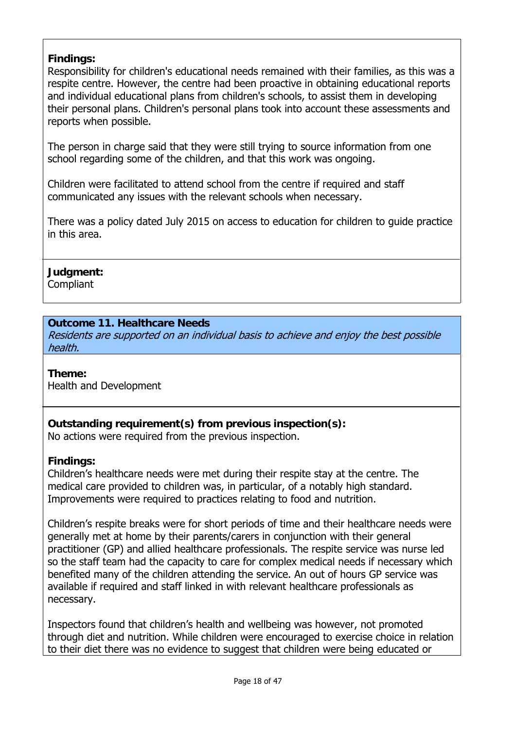**Findings:**
Responsibility for children's educational needs remained with their families, as this was a respite centre. However, the centre had been proactive in obtaining educational reports and individual educational plans from children's schools, to assist them in developing their personal plans. Children's personal plans took into account these assessments and reports when possible.

The person in charge said that they were still trying to source information from one school regarding some of the children, and that this work was ongoing.

Children were facilitated to attend school from the centre if required and staff communicated any issues with the relevant schools when necessary.

There was a policy dated July 2015 on access to education for children to guide practice in this area.

**Judgment:**
Compliant

### Outcome 11. Healthcare Needs

*Residents are supported on an individual basis to achieve and enjoy the best possible health.*

**Theme:**
Health and Development

**Outstanding requirement(s) from previous inspection(s):**
No actions were required from the previous inspection.

**Findings:**
Children's healthcare needs were met during their respite stay at the centre. The medical care provided to children was, in particular, of a notably high standard. Improvements were required to practices relating to food and nutrition.

Children's respite breaks were for short periods of time and their healthcare needs were generally met at home by their parents/carers in conjunction with their general practitioner (GP) and allied healthcare professionals. The respite service was nurse led so the staff team had the capacity to care for complex medical needs if necessary which benefited many of the children attending the service. An out of hours GP service was available if required and staff linked in with relevant healthcare professionals as necessary.

Inspectors found that children's health and wellbeing was however, not promoted through diet and nutrition. While children were encouraged to exercise choice in relation to their diet there was no evidence to suggest that children were being educated or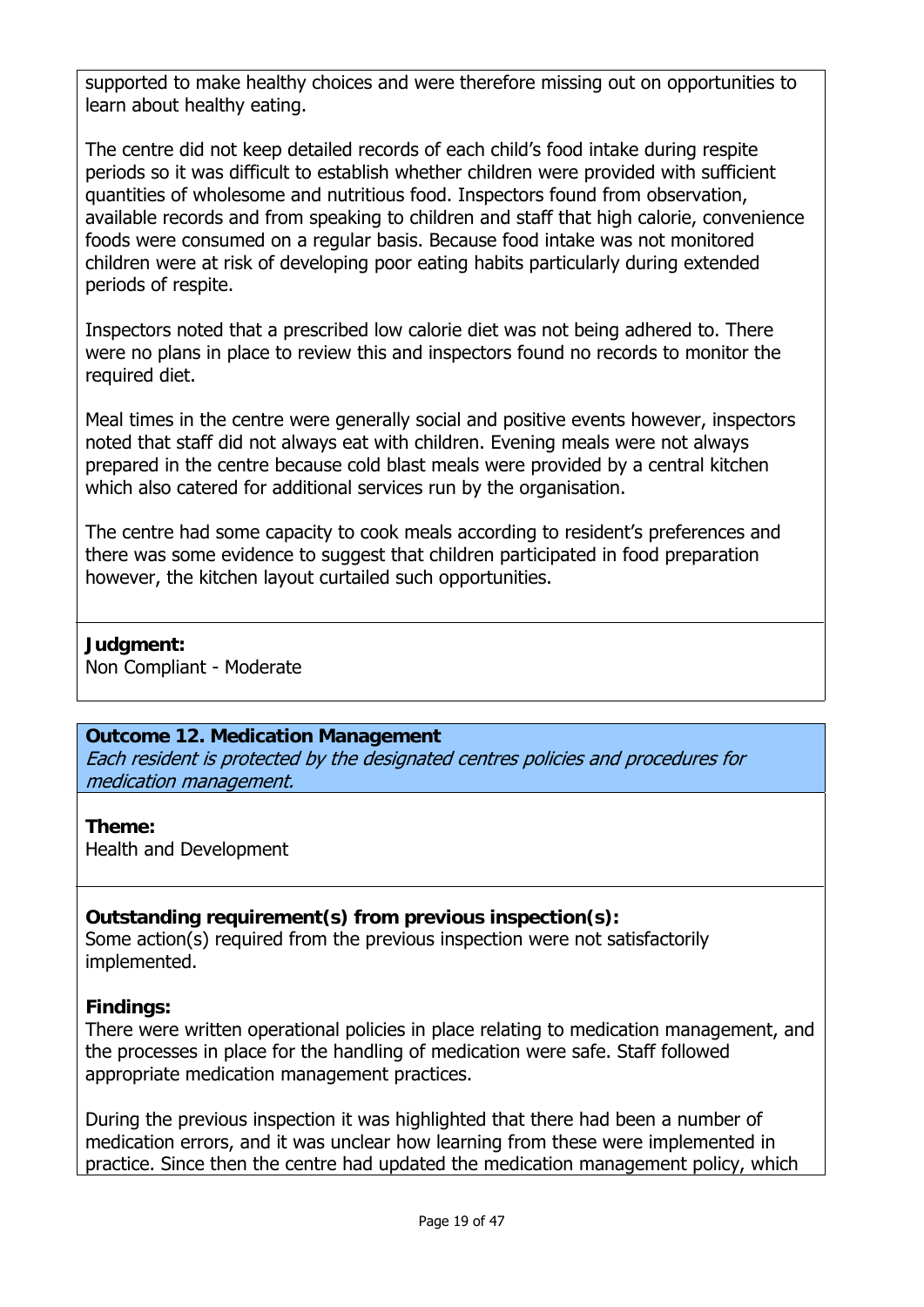supported to make healthy choices and were therefore missing out on opportunities to learn about healthy eating.

The centre did not keep detailed records of each child's food intake during respite periods so it was difficult to establish whether children were provided with sufficient quantities of wholesome and nutritious food. Inspectors found from observation, available records and from speaking to children and staff that high calorie, convenience foods were consumed on a regular basis. Because food intake was not monitored children were at risk of developing poor eating habits particularly during extended periods of respite.

Inspectors noted that a prescribed low calorie diet was not being adhered to. There were no plans in place to review this and inspectors found no records to monitor the required diet.

Meal times in the centre were generally social and positive events however, inspectors noted that staff did not always eat with children. Evening meals were not always prepared in the centre because cold blast meals were provided by a central kitchen which also catered for additional services run by the organisation.

The centre had some capacity to cook meals according to resident's preferences and there was some evidence to suggest that children participated in food preparation however, the kitchen layout curtailed such opportunities.

**Judgment:**
Non Compliant - Moderate

**Outcome 12. Medication Management**
*Each resident is protected by the designated centres policies and procedures for medication management.*

**Theme:**
Health and Development

**Outstanding requirement(s) from previous inspection(s):**
Some action(s) required from the previous inspection were not satisfactorily implemented.

**Findings:**
There were written operational policies in place relating to medication management, and the processes in place for the handling of medication were safe. Staff followed appropriate medication management practices.

During the previous inspection it was highlighted that there had been a number of medication errors, and it was unclear how learning from these were implemented in practice. Since then the centre had updated the medication management policy, which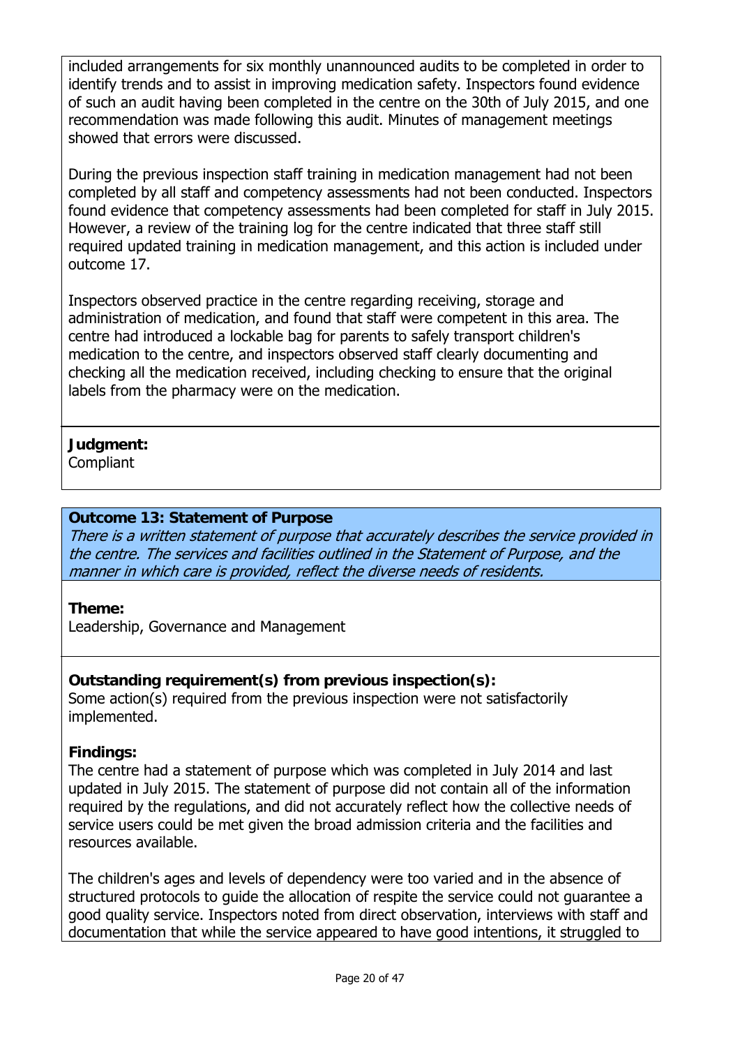included arrangements for six monthly unannounced audits to be completed in order to identify trends and to assist in improving medication safety. Inspectors found evidence of such an audit having been completed in the centre on the 30th of July 2015, and one recommendation was made following this audit. Minutes of management meetings showed that errors were discussed.

During the previous inspection staff training in medication management had not been completed by all staff and competency assessments had not been conducted. Inspectors found evidence that competency assessments had been completed for staff in July 2015. However, a review of the training log for the centre indicated that three staff still required updated training in medication management, and this action is included under outcome 17.

Inspectors observed practice in the centre regarding receiving, storage and administration of medication, and found that staff were competent in this area. The centre had introduced a lockable bag for parents to safely transport children's medication to the centre, and inspectors observed staff clearly documenting and checking all the medication received, including checking to ensure that the original labels from the pharmacy were on the medication.

**Judgment:**
Compliant

**Outcome 13: Statement of Purpose**
*There is a written statement of purpose that accurately describes the service provided in the centre. The services and facilities outlined in the Statement of Purpose, and the manner in which care is provided, reflect the diverse needs of residents.*

**Theme:**
Leadership, Governance and Management

**Outstanding requirement(s) from previous inspection(s):**
Some action(s) required from the previous inspection were not satisfactorily implemented.

**Findings:**
The centre had a statement of purpose which was completed in July 2014 and last updated in July 2015. The statement of purpose did not contain all of the information required by the regulations, and did not accurately reflect how the collective needs of service users could be met given the broad admission criteria and the facilities and resources available.

The children's ages and levels of dependency were too varied and in the absence of structured protocols to guide the allocation of respite the service could not guarantee a good quality service. Inspectors noted from direct observation, interviews with staff and documentation that while the service appeared to have good intentions, it struggled to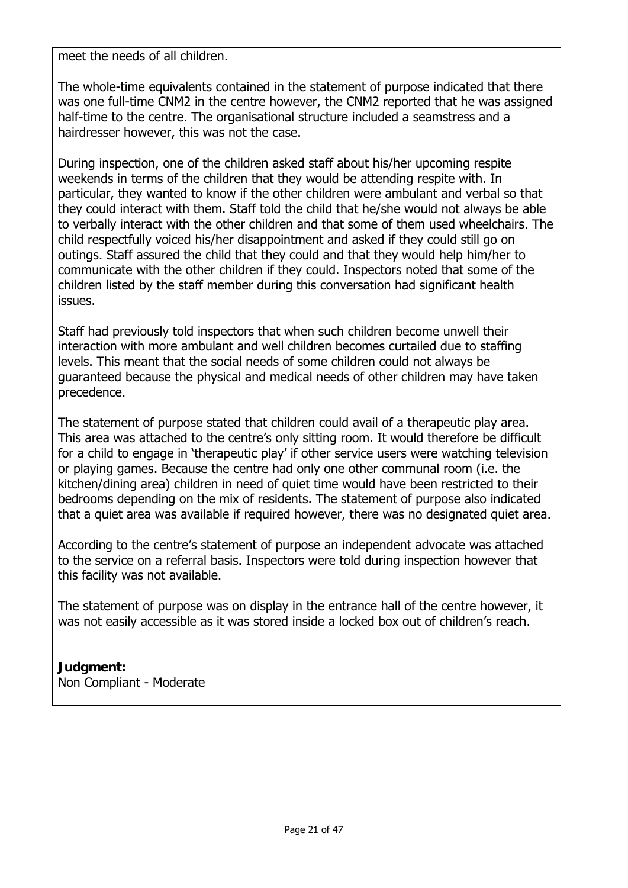meet the needs of all children.

The whole-time equivalents contained in the statement of purpose indicated that there was one full-time CNM2 in the centre however, the CNM2 reported that he was assigned half-time to the centre. The organisational structure included a seamstress and a hairdresser however, this was not the case.

During inspection, one of the children asked staff about his/her upcoming respite weekends in terms of the children that they would be attending respite with. In particular, they wanted to know if the other children were ambulant and verbal so that they could interact with them. Staff told the child that he/she would not always be able to verbally interact with the other children and that some of them used wheelchairs. The child respectfully voiced his/her disappointment and asked if they could still go on outings. Staff assured the child that they could and that they would help him/her to communicate with the other children if they could. Inspectors noted that some of the children listed by the staff member during this conversation had significant health issues.

Staff had previously told inspectors that when such children become unwell their interaction with more ambulant and well children becomes curtailed due to staffing levels. This meant that the social needs of some children could not always be guaranteed because the physical and medical needs of other children may have taken precedence.

The statement of purpose stated that children could avail of a therapeutic play area. This area was attached to the centre's only sitting room. It would therefore be difficult for a child to engage in 'therapeutic play' if other service users were watching television or playing games. Because the centre had only one other communal room (i.e. the kitchen/dining area) children in need of quiet time would have been restricted to their bedrooms depending on the mix of residents. The statement of purpose also indicated that a quiet area was available if required however, there was no designated quiet area.

According to the centre's statement of purpose an independent advocate was attached to the service on a referral basis. Inspectors were told during inspection however that this facility was not available.

The statement of purpose was on display in the entrance hall of the centre however, it was not easily accessible as it was stored inside a locked box out of children's reach.

**Judgment:**
Non Compliant - Moderate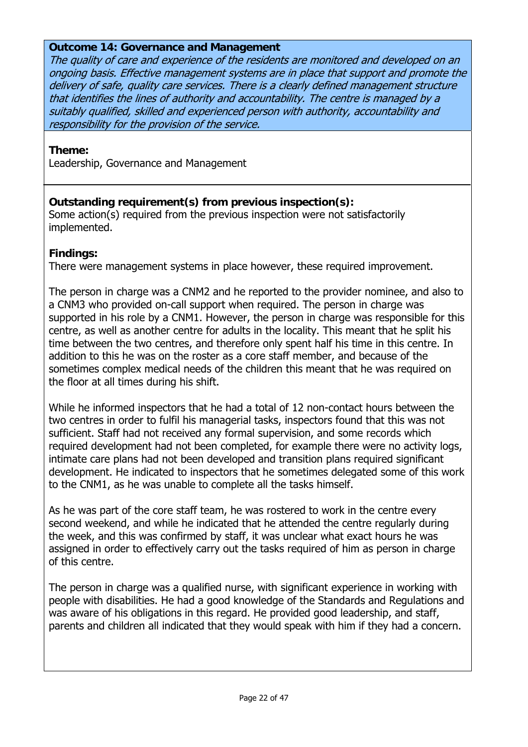**Outcome 14: Governance and Management**

*The quality of care and experience of the residents are monitored and developed on an ongoing basis. Effective management systems are in place that support and promote the delivery of safe, quality care services. There is a clearly defined management structure that identifies the lines of authority and accountability. The centre is managed by a suitably qualified, skilled and experienced person with authority, accountability and responsibility for the provision of the service.*

**Theme:**
Leadership, Governance and Management

**Outstanding requirement(s) from previous inspection(s):**
Some action(s) required from the previous inspection were not satisfactorily implemented.

**Findings:**
There were management systems in place however, these required improvement.

The person in charge was a CNM2 and he reported to the provider nominee, and also to a CNM3 who provided on-call support when required. The person in charge was supported in his role by a CNM1. However, the person in charge was responsible for this centre, as well as another centre for adults in the locality. This meant that he split his time between the two centres, and therefore only spent half his time in this centre. In addition to this he was on the roster as a core staff member, and because of the sometimes complex medical needs of the children this meant that he was required on the floor at all times during his shift.

While he informed inspectors that he had a total of 12 non-contact hours between the two centres in order to fulfil his managerial tasks, inspectors found that this was not sufficient. Staff had not received any formal supervision, and some records which required development had not been completed, for example there were no activity logs, intimate care plans had not been developed and transition plans required significant development. He indicated to inspectors that he sometimes delegated some of this work to the CNM1, as he was unable to complete all the tasks himself.

As he was part of the core staff team, he was rostered to work in the centre every second weekend, and while he indicated that he attended the centre regularly during the week, and this was confirmed by staff, it was unclear what exact hours he was assigned in order to effectively carry out the tasks required of him as person in charge of this centre.

The person in charge was a qualified nurse, with significant experience in working with people with disabilities. He had a good knowledge of the Standards and Regulations and was aware of his obligations in this regard. He provided good leadership, and staff, parents and children all indicated that they would speak with him if they had a concern.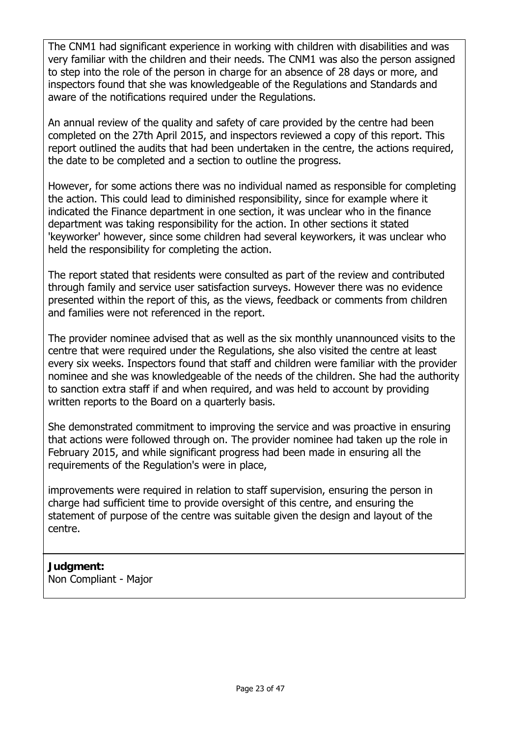The CNM1 had significant experience in working with children with disabilities and was very familiar with the children and their needs. The CNM1 was also the person assigned to step into the role of the person in charge for an absence of 28 days or more, and inspectors found that she was knowledgeable of the Regulations and Standards and aware of the notifications required under the Regulations.

An annual review of the quality and safety of care provided by the centre had been completed on the 27th April 2015, and inspectors reviewed a copy of this report. This report outlined the audits that had been undertaken in the centre, the actions required, the date to be completed and a section to outline the progress.

However, for some actions there was no individual named as responsible for completing the action. This could lead to diminished responsibility, since for example where it indicated the Finance department in one section, it was unclear who in the finance department was taking responsibility for the action. In other sections it stated 'keyworker' however, since some children had several keyworkers, it was unclear who held the responsibility for completing the action.

The report stated that residents were consulted as part of the review and contributed through family and service user satisfaction surveys. However there was no evidence presented within the report of this, as the views, feedback or comments from children and families were not referenced in the report.

The provider nominee advised that as well as the six monthly unannounced visits to the centre that were required under the Regulations, she also visited the centre at least every six weeks. Inspectors found that staff and children were familiar with the provider nominee and she was knowledgeable of the needs of the children. She had the authority to sanction extra staff if and when required, and was held to account by providing written reports to the Board on a quarterly basis.

She demonstrated commitment to improving the service and was proactive in ensuring that actions were followed through on. The provider nominee had taken up the role in February 2015, and while significant progress had been made in ensuring all the requirements of the Regulation's were in place,

improvements were required in relation to staff supervision, ensuring the person in charge had sufficient time to provide oversight of this centre, and ensuring the statement of purpose of the centre was suitable given the design and layout of the centre.

**Judgment:**
Non Compliant - Major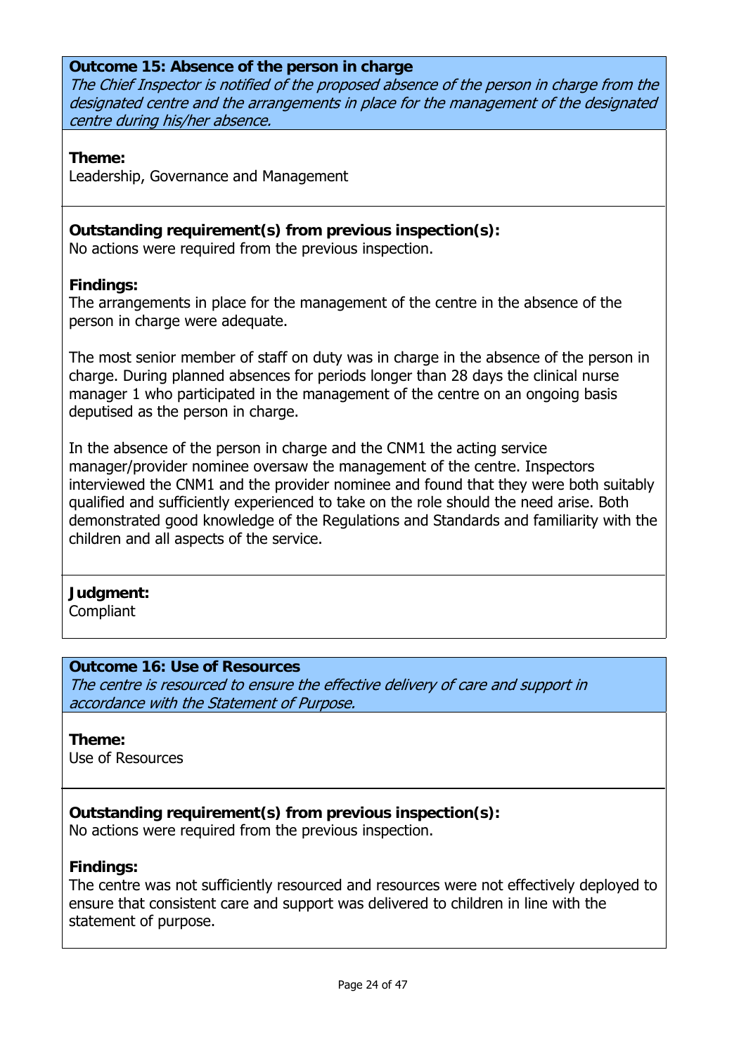**Outcome 15: Absence of the person in charge**
*The Chief Inspector is notified of the proposed absence of the person in charge from the designated centre and the arrangements in place for the management of the designated centre during his/her absence.*

**Theme:**
Leadership, Governance and Management

**Outstanding requirement(s) from previous inspection(s):**
No actions were required from the previous inspection.

**Findings:**
The arrangements in place for the management of the centre in the absence of the person in charge were adequate.

The most senior member of staff on duty was in charge in the absence of the person in charge. During planned absences for periods longer than 28 days the clinical nurse manager 1 who participated in the management of the centre on an ongoing basis deputised as the person in charge.

In the absence of the person in charge and the CNM1 the acting service manager/provider nominee oversaw the management of the centre. Inspectors interviewed the CNM1 and the provider nominee and found that they were both suitably qualified and sufficiently experienced to take on the role should the need arise. Both demonstrated good knowledge of the Regulations and Standards and familiarity with the children and all aspects of the service.

**Judgment:**
Compliant

**Outcome 16: Use of Resources**
*The centre is resourced to ensure the effective delivery of care and support in accordance with the Statement of Purpose.*

**Theme:**
Use of Resources

**Outstanding requirement(s) from previous inspection(s):**
No actions were required from the previous inspection.

**Findings:**
The centre was not sufficiently resourced and resources were not effectively deployed to ensure that consistent care and support was delivered to children in line with the statement of purpose.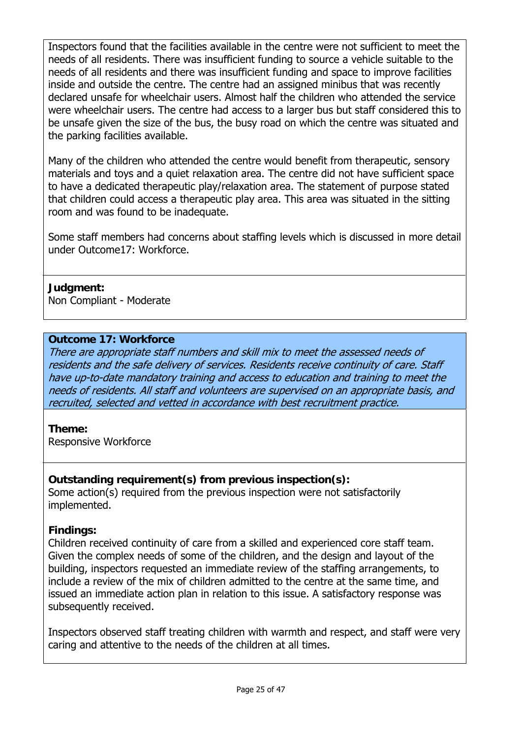Inspectors found that the facilities available in the centre were not sufficient to meet the needs of all residents. There was insufficient funding to source a vehicle suitable to the needs of all residents and there was insufficient funding and space to improve facilities inside and outside the centre. The centre had an assigned minibus that was recently declared unsafe for wheelchair users. Almost half the children who attended the service were wheelchair users. The centre had access to a larger bus but staff considered this to be unsafe given the size of the bus, the busy road on which the centre was situated and the parking facilities available.

Many of the children who attended the centre would benefit from therapeutic, sensory materials and toys and a quiet relaxation area. The centre did not have sufficient space to have a dedicated therapeutic play/relaxation area. The statement of purpose stated that children could access a therapeutic play area. This area was situated in the sitting room and was found to be inadequate.

Some staff members had concerns about staffing levels which is discussed in more detail under Outcome17: Workforce.

**Judgment:**
Non Compliant - Moderate

**Outcome 17: Workforce**
*There are appropriate staff numbers and skill mix to meet the assessed needs of residents and the safe delivery of services. Residents receive continuity of care. Staff have up-to-date mandatory training and access to education and training to meet the needs of residents. All staff and volunteers are supervised on an appropriate basis, and recruited, selected and vetted in accordance with best recruitment practice.*

**Theme:**
Responsive Workforce

**Outstanding requirement(s) from previous inspection(s):**
Some action(s) required from the previous inspection were not satisfactorily implemented.

**Findings:**
Children received continuity of care from a skilled and experienced core staff team. Given the complex needs of some of the children, and the design and layout of the building, inspectors requested an immediate review of the staffing arrangements, to include a review of the mix of children admitted to the centre at the same time, and issued an immediate action plan in relation to this issue. A satisfactory response was subsequently received.

Inspectors observed staff treating children with warmth and respect, and staff were very caring and attentive to the needs of the children at all times.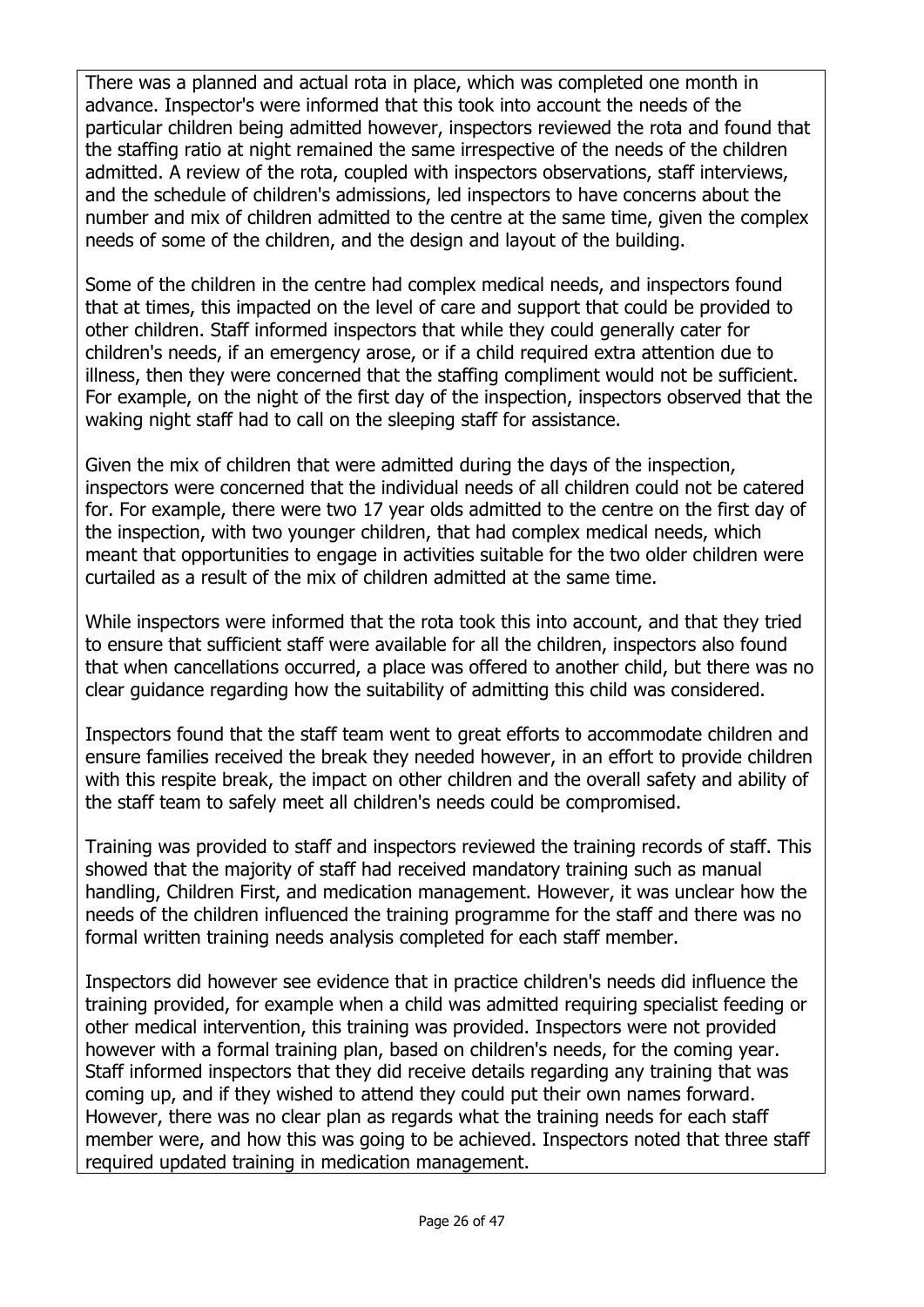There was a planned and actual rota in place, which was completed one month in advance. Inspector's were informed that this took into account the needs of the particular children being admitted however, inspectors reviewed the rota and found that the staffing ratio at night remained the same irrespective of the needs of the children admitted. A review of the rota, coupled with inspectors observations, staff interviews, and the schedule of children's admissions, led inspectors to have concerns about the number and mix of children admitted to the centre at the same time, given the complex needs of some of the children, and the design and layout of the building.

Some of the children in the centre had complex medical needs, and inspectors found that at times, this impacted on the level of care and support that could be provided to other children. Staff informed inspectors that while they could generally cater for children's needs, if an emergency arose, or if a child required extra attention due to illness, then they were concerned that the staffing compliment would not be sufficient. For example, on the night of the first day of the inspection, inspectors observed that the waking night staff had to call on the sleeping staff for assistance.

Given the mix of children that were admitted during the days of the inspection, inspectors were concerned that the individual needs of all children could not be catered for. For example, there were two 17 year olds admitted to the centre on the first day of the inspection, with two younger children, that had complex medical needs, which meant that opportunities to engage in activities suitable for the two older children were curtailed as a result of the mix of children admitted at the same time.

While inspectors were informed that the rota took this into account, and that they tried to ensure that sufficient staff were available for all the children, inspectors also found that when cancellations occurred, a place was offered to another child, but there was no clear guidance regarding how the suitability of admitting this child was considered.

Inspectors found that the staff team went to great efforts to accommodate children and ensure families received the break they needed however, in an effort to provide children with this respite break, the impact on other children and the overall safety and ability of the staff team to safely meet all children's needs could be compromised.

Training was provided to staff and inspectors reviewed the training records of staff. This showed that the majority of staff had received mandatory training such as manual handling, Children First, and medication management. However, it was unclear how the needs of the children influenced the training programme for the staff and there was no formal written training needs analysis completed for each staff member.

Inspectors did however see evidence that in practice children's needs did influence the training provided, for example when a child was admitted requiring specialist feeding or other medical intervention, this training was provided. Inspectors were not provided however with a formal training plan, based on children's needs, for the coming year. Staff informed inspectors that they did receive details regarding any training that was coming up, and if they wished to attend they could put their own names forward. However, there was no clear plan as regards what the training needs for each staff member were, and how this was going to be achieved. Inspectors noted that three staff required updated training in medication management.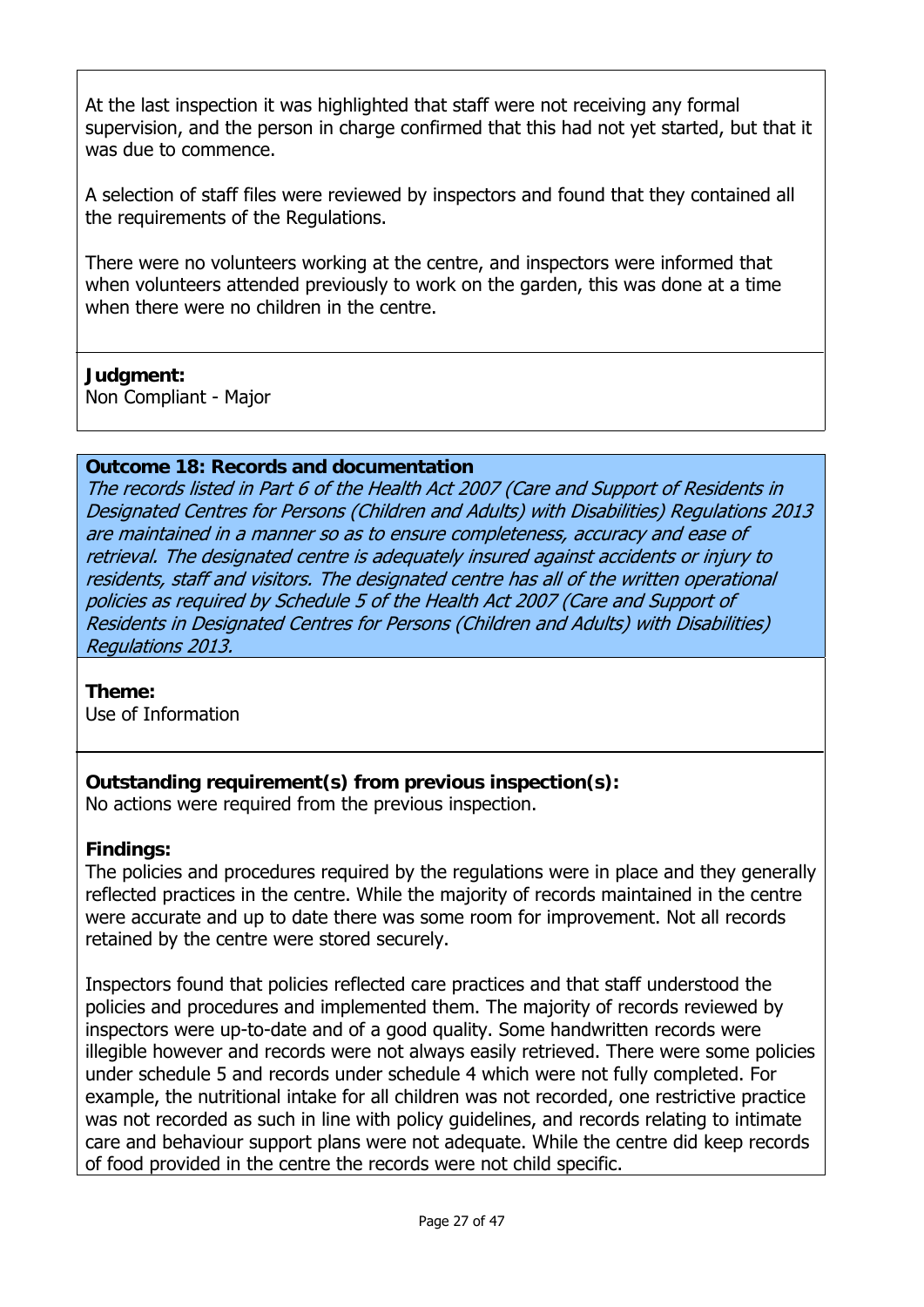At the last inspection it was highlighted that staff were not receiving any formal supervision, and the person in charge confirmed that this had not yet started, but that it was due to commence.

A selection of staff files were reviewed by inspectors and found that they contained all the requirements of the Regulations.

There were no volunteers working at the centre, and inspectors were informed that when volunteers attended previously to work on the garden, this was done at a time when there were no children in the centre.

**Judgment:**
Non Compliant - Major

**Outcome 18: Records and documentation**
*The records listed in Part 6 of the Health Act 2007 (Care and Support of Residents in Designated Centres for Persons (Children and Adults) with Disabilities) Regulations 2013 are maintained in a manner so as to ensure completeness, accuracy and ease of retrieval. The designated centre is adequately insured against accidents or injury to residents, staff and visitors. The designated centre has all of the written operational policies as required by Schedule 5 of the Health Act 2007 (Care and Support of Residents in Designated Centres for Persons (Children and Adults) with Disabilities) Regulations 2013.*

**Theme:**
Use of Information

**Outstanding requirement(s) from previous inspection(s):**
No actions were required from the previous inspection.

**Findings:**
The policies and procedures required by the regulations were in place and they generally reflected practices in the centre. While the majority of records maintained in the centre were accurate and up to date there was some room for improvement. Not all records retained by the centre were stored securely.

Inspectors found that policies reflected care practices and that staff understood the policies and procedures and implemented them. The majority of records reviewed by inspectors were up-to-date and of a good quality. Some handwritten records were illegible however and records were not always easily retrieved. There were some policies under schedule 5 and records under schedule 4 which were not fully completed. For example, the nutritional intake for all children was not recorded, one restrictive practice was not recorded as such in line with policy guidelines, and records relating to intimate care and behaviour support plans were not adequate. While the centre did keep records of food provided in the centre the records were not child specific.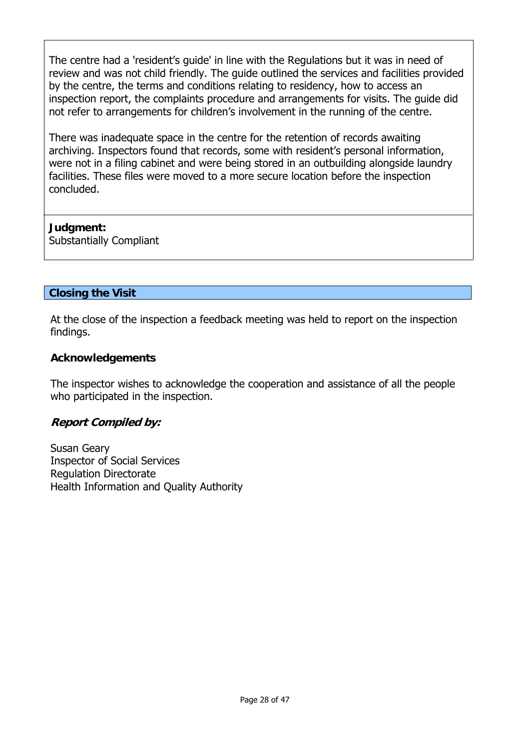The centre had a 'resident's guide' in line with the Regulations but it was in need of review and was not child friendly. The guide outlined the services and facilities provided by the centre, the terms and conditions relating to residency, how to access an inspection report, the complaints procedure and arrangements for visits. The guide did not refer to arrangements for children's involvement in the running of the centre.

There was inadequate space in the centre for the retention of records awaiting archiving. Inspectors found that records, some with resident's personal information, were not in a filing cabinet and were being stored in an outbuilding alongside laundry facilities. These files were moved to a more secure location before the inspection concluded.

**Judgment:**
Substantially Compliant

## Closing the Visit

At the close of the inspection a feedback meeting was held to report on the inspection findings.

**Acknowledgements**

The inspector wishes to acknowledge the cooperation and assistance of all the people who participated in the inspection.

***Report Compiled by:***

Susan Geary
Inspector of Social Services
Regulation Directorate
Health Information and Quality Authority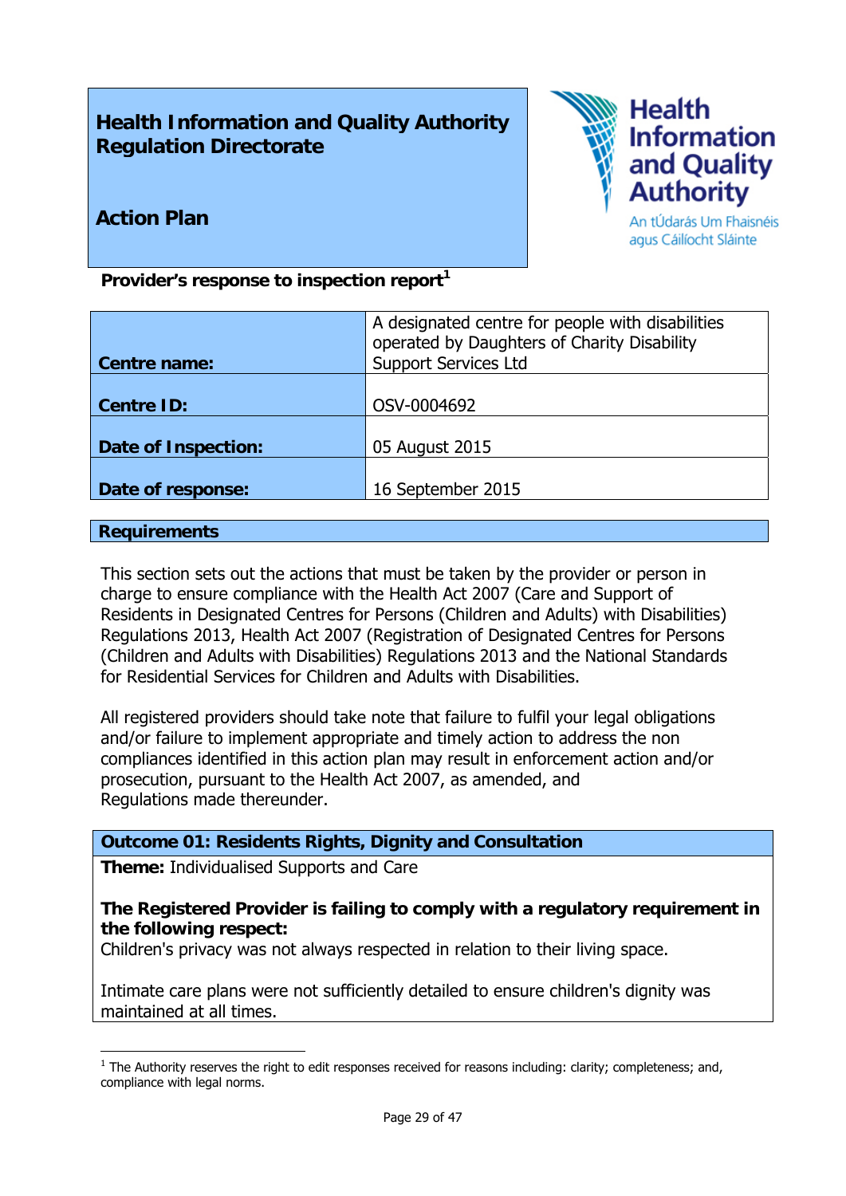# Health Information and Quality Authority Regulation Directorate

## Action Plan

**Provider's response to inspection report**[1]

| | |
|---|---|
| **Centre name:** | A designated centre for people with disabilities operated by Daughters of Charity Disability Support Services Ltd |
| **Centre ID:** | OSV-0004692 |
| **Date of Inspection:** | 05 August 2015 |
| **Date of response:** | 16 September 2015 |

## Requirements

This section sets out the actions that must be taken by the provider or person in charge to ensure compliance with the Health Act 2007 (Care and Support of Residents in Designated Centres for Persons (Children and Adults) with Disabilities) Regulations 2013, Health Act 2007 (Registration of Designated Centres for Persons (Children and Adults with Disabilities) Regulations 2013 and the National Standards for Residential Services for Children and Adults with Disabilities.

All registered providers should take note that failure to fulfil your legal obligations and/or failure to implement appropriate and timely action to address the non compliances identified in this action plan may result in enforcement action and/or prosecution, pursuant to the Health Act 2007, as amended, and Regulations made thereunder.

### Outcome 01: Residents Rights, Dignity and Consultation

**Theme:** Individualised Supports and Care

**The Registered Provider is failing to comply with a regulatory requirement in the following respect:**
Children's privacy was not always respected in relation to their living space.

Intimate care plans were not sufficiently detailed to ensure children's dignity was maintained at all times.

[1] The Authority reserves the right to edit responses received for reasons including: clarity; completeness; and, compliance with legal norms.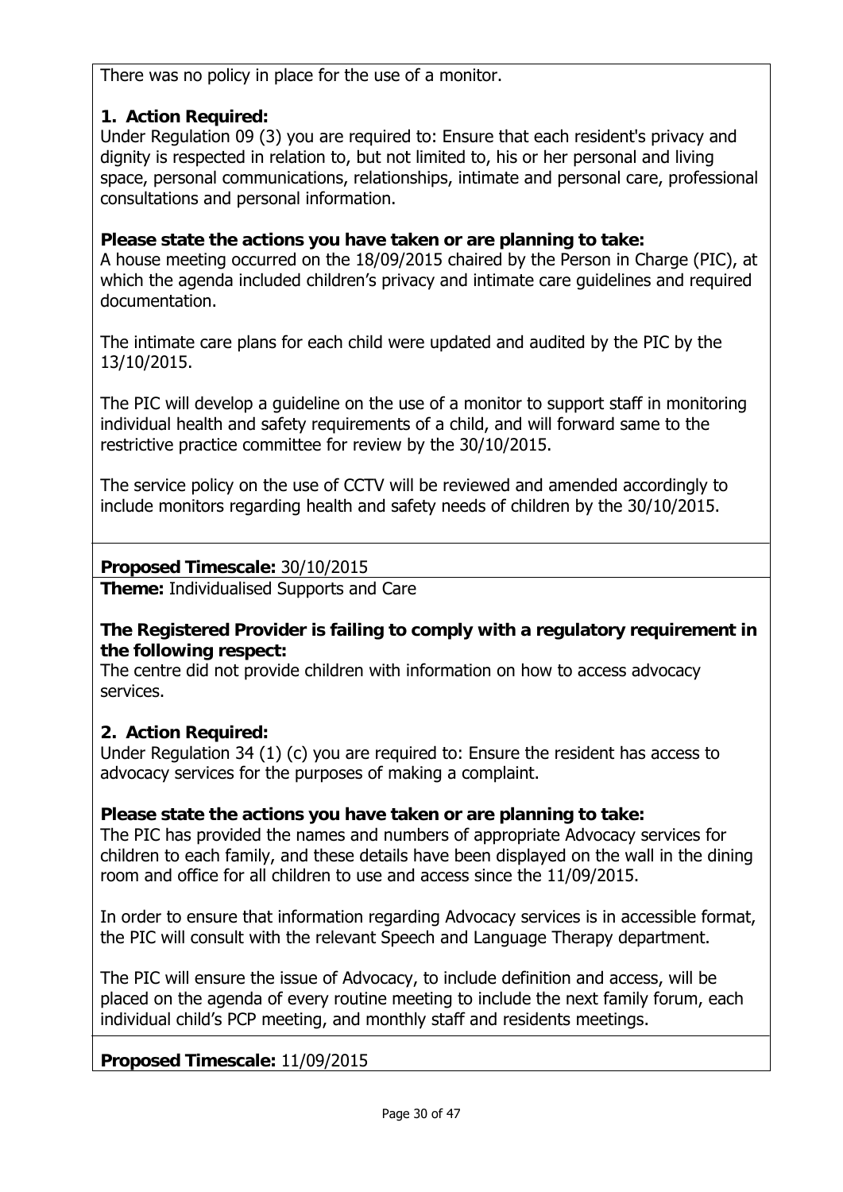There was no policy in place for the use of a monitor.

**1. Action Required:**
Under Regulation 09 (3) you are required to: Ensure that each resident's privacy and dignity is respected in relation to, but not limited to, his or her personal and living space, personal communications, relationships, intimate and personal care, professional consultations and personal information.

**Please state the actions you have taken or are planning to take:**
A house meeting occurred on the 18/09/2015 chaired by the Person in Charge (PIC), at which the agenda included children's privacy and intimate care guidelines and required documentation.

The intimate care plans for each child were updated and audited by the PIC by the 13/10/2015.

The PIC will develop a guideline on the use of a monitor to support staff in monitoring individual health and safety requirements of a child, and will forward same to the restrictive practice committee for review by the 30/10/2015.

The service policy on the use of CCTV will be reviewed and amended accordingly to include monitors regarding health and safety needs of children by the 30/10/2015.

**Proposed Timescale:** 30/10/2015

**Theme:** Individualised Supports and Care

**The Registered Provider is failing to comply with a regulatory requirement in the following respect:**
The centre did not provide children with information on how to access advocacy services.

**2. Action Required:**
Under Regulation 34 (1) (c) you are required to: Ensure the resident has access to advocacy services for the purposes of making a complaint.

**Please state the actions you have taken or are planning to take:**
The PIC has provided the names and numbers of appropriate Advocacy services for children to each family, and these details have been displayed on the wall in the dining room and office for all children to use and access since the 11/09/2015.

In order to ensure that information regarding Advocacy services is in accessible format, the PIC will consult with the relevant Speech and Language Therapy department.

The PIC will ensure the issue of Advocacy, to include definition and access, will be placed on the agenda of every routine meeting to include the next family forum, each individual child's PCP meeting, and monthly staff and residents meetings.

**Proposed Timescale:** 11/09/2015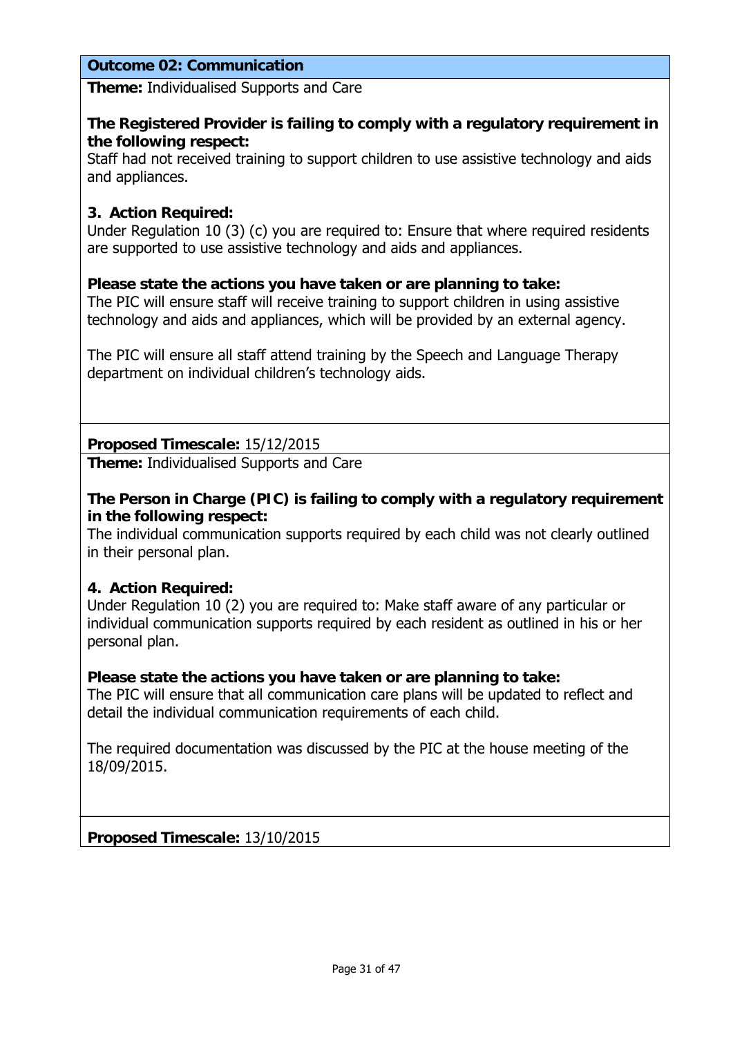**Outcome 02: Communication**

**Theme:** Individualised Supports and Care

**The Registered Provider is failing to comply with a regulatory requirement in the following respect:**
Staff had not received training to support children to use assistive technology and aids and appliances.

**3. Action Required:**
Under Regulation 10 (3) (c) you are required to: Ensure that where required residents are supported to use assistive technology and aids and appliances.

**Please state the actions you have taken or are planning to take:**
The PIC will ensure staff will receive training to support children in using assistive technology and aids and appliances, which will be provided by an external agency.

The PIC will ensure all staff attend training by the Speech and Language Therapy department on individual children's technology aids.

**Proposed Timescale:** 15/12/2015

**Theme:** Individualised Supports and Care

**The Person in Charge (PIC) is failing to comply with a regulatory requirement in the following respect:**
The individual communication supports required by each child was not clearly outlined in their personal plan.

**4. Action Required:**
Under Regulation 10 (2) you are required to: Make staff aware of any particular or individual communication supports required by each resident as outlined in his or her personal plan.

**Please state the actions you have taken or are planning to take:**
The PIC will ensure that all communication care plans will be updated to reflect and detail the individual communication requirements of each child.

The required documentation was discussed by the PIC at the house meeting of the 18/09/2015.

**Proposed Timescale:** 13/10/2015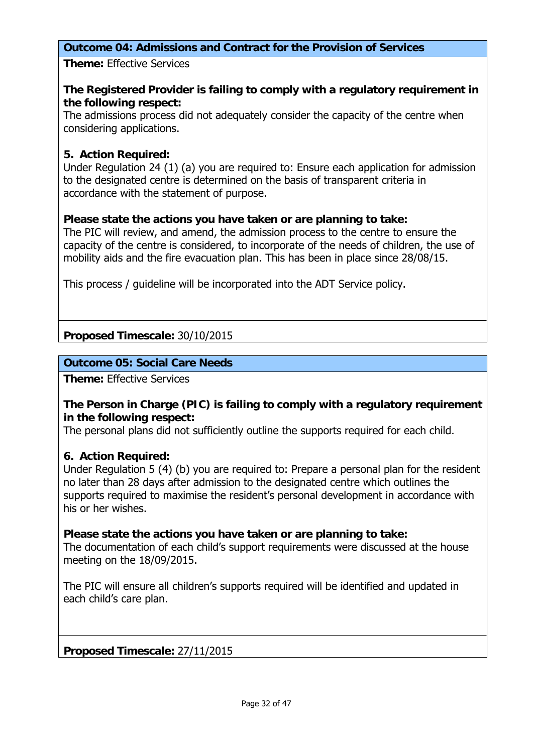**Outcome 04: Admissions and Contract for the Provision of Services**

**Theme:** Effective Services

**The Registered Provider is failing to comply with a regulatory requirement in the following respect:**
The admissions process did not adequately consider the capacity of the centre when considering applications.

**5. Action Required:**
Under Regulation 24 (1) (a) you are required to: Ensure each application for admission to the designated centre is determined on the basis of transparent criteria in accordance with the statement of purpose.

**Please state the actions you have taken or are planning to take:**
The PIC will review, and amend, the admission process to the centre to ensure the capacity of the centre is considered, to incorporate of the needs of children, the use of mobility aids and the fire evacuation plan. This has been in place since 28/08/15.

This process / guideline will be incorporated into the ADT Service policy.

**Proposed Timescale:** 30/10/2015

**Outcome 05: Social Care Needs**

**Theme:** Effective Services

**The Person in Charge (PIC) is failing to comply with a regulatory requirement in the following respect:**
The personal plans did not sufficiently outline the supports required for each child.

**6. Action Required:**
Under Regulation 5 (4) (b) you are required to: Prepare a personal plan for the resident no later than 28 days after admission to the designated centre which outlines the supports required to maximise the resident's personal development in accordance with his or her wishes.

**Please state the actions you have taken or are planning to take:**
The documentation of each child's support requirements were discussed at the house meeting on the 18/09/2015.

The PIC will ensure all children's supports required will be identified and updated in each child's care plan.

**Proposed Timescale:** 27/11/2015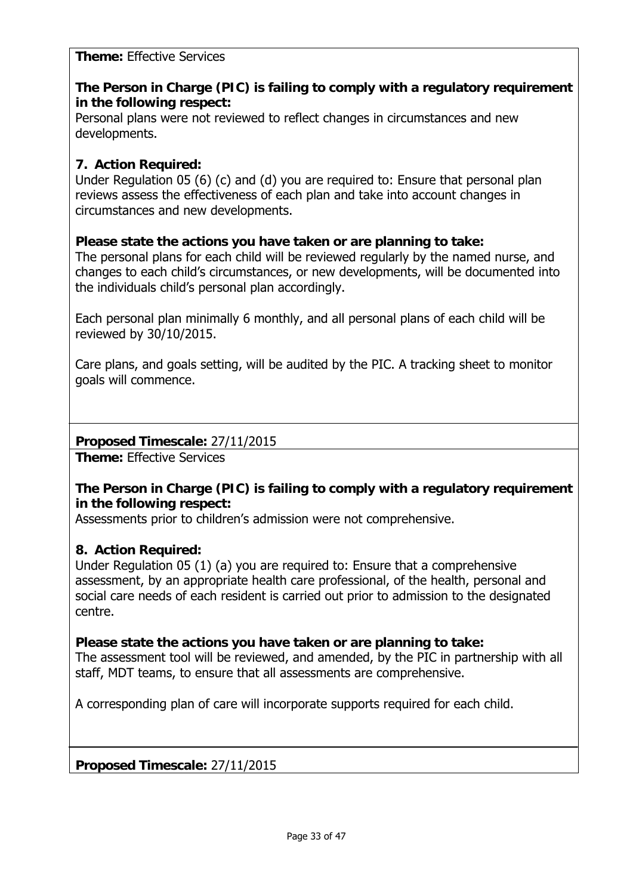**Theme:** Effective Services

**The Person in Charge (PIC) is failing to comply with a regulatory requirement in the following respect:**
Personal plans were not reviewed to reflect changes in circumstances and new developments.

**7. Action Required:**
Under Regulation 05 (6) (c) and (d) you are required to: Ensure that personal plan reviews assess the effectiveness of each plan and take into account changes in circumstances and new developments.

**Please state the actions you have taken or are planning to take:**
The personal plans for each child will be reviewed regularly by the named nurse, and changes to each child's circumstances, or new developments, will be documented into the individuals child's personal plan accordingly.

Each personal plan minimally 6 monthly, and all personal plans of each child will be reviewed by 30/10/2015.

Care plans, and goals setting, will be audited by the PIC. A tracking sheet to monitor goals will commence.

**Proposed Timescale:** 27/11/2015

**Theme:** Effective Services

**The Person in Charge (PIC) is failing to comply with a regulatory requirement in the following respect:**
Assessments prior to children's admission were not comprehensive.

**8. Action Required:**
Under Regulation 05 (1) (a) you are required to: Ensure that a comprehensive assessment, by an appropriate health care professional, of the health, personal and social care needs of each resident is carried out prior to admission to the designated centre.

**Please state the actions you have taken or are planning to take:**
The assessment tool will be reviewed, and amended, by the PIC in partnership with all staff, MDT teams, to ensure that all assessments are comprehensive.

A corresponding plan of care will incorporate supports required for each child.

**Proposed Timescale:** 27/11/2015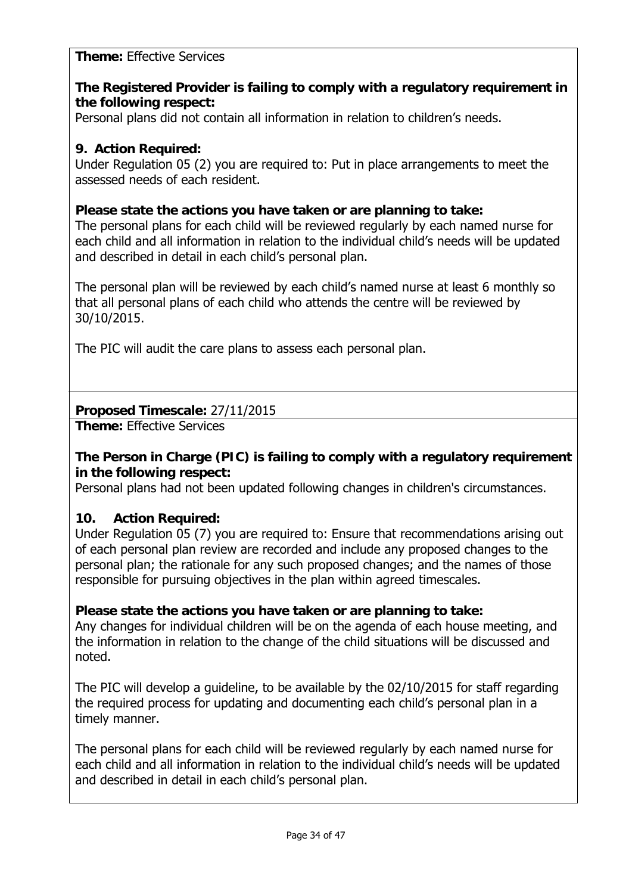**Theme:** Effective Services

**The Registered Provider is failing to comply with a regulatory requirement in the following respect:**
Personal plans did not contain all information in relation to children's needs.

**9. Action Required:**
Under Regulation 05 (2) you are required to: Put in place arrangements to meet the assessed needs of each resident.

**Please state the actions you have taken or are planning to take:**
The personal plans for each child will be reviewed regularly by each named nurse for each child and all information in relation to the individual child's needs will be updated and described in detail in each child's personal plan.

The personal plan will be reviewed by each child's named nurse at least 6 monthly so that all personal plans of each child who attends the centre will be reviewed by 30/10/2015.

The PIC will audit the care plans to assess each personal plan.

**Proposed Timescale:** 27/11/2015

**Theme:** Effective Services

**The Person in Charge (PIC) is failing to comply with a regulatory requirement in the following respect:**
Personal plans had not been updated following changes in children's circumstances.

**10. Action Required:**
Under Regulation 05 (7) you are required to: Ensure that recommendations arising out of each personal plan review are recorded and include any proposed changes to the personal plan; the rationale for any such proposed changes; and the names of those responsible for pursuing objectives in the plan within agreed timescales.

**Please state the actions you have taken or are planning to take:**
Any changes for individual children will be on the agenda of each house meeting, and the information in relation to the change of the child situations will be discussed and noted.

The PIC will develop a guideline, to be available by the 02/10/2015 for staff regarding the required process for updating and documenting each child's personal plan in a timely manner.

The personal plans for each child will be reviewed regularly by each named nurse for each child and all information in relation to the individual child's needs will be updated and described in detail in each child's personal plan.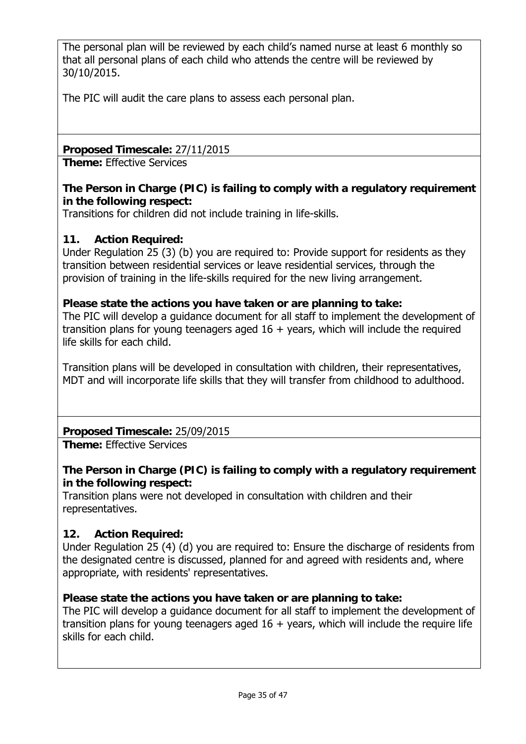The personal plan will be reviewed by each child's named nurse at least 6 monthly so that all personal plans of each child who attends the centre will be reviewed by 30/10/2015.

The PIC will audit the care plans to assess each personal plan.

**Proposed Timescale:** 27/11/2015

**Theme:** Effective Services

**The Person in Charge (PIC) is failing to comply with a regulatory requirement in the following respect:**

Transitions for children did not include training in life-skills.

**11. Action Required:**

Under Regulation 25 (3) (b) you are required to: Provide support for residents as they transition between residential services or leave residential services, through the provision of training in the life-skills required for the new living arrangement.

**Please state the actions you have taken or are planning to take:**

The PIC will develop a guidance document for all staff to implement the development of transition plans for young teenagers aged 16 + years, which will include the required life skills for each child.

Transition plans will be developed in consultation with children, their representatives, MDT and will incorporate life skills that they will transfer from childhood to adulthood.

**Proposed Timescale:** 25/09/2015

**Theme:** Effective Services

**The Person in Charge (PIC) is failing to comply with a regulatory requirement in the following respect:**

Transition plans were not developed in consultation with children and their representatives.

**12. Action Required:**

Under Regulation 25 (4) (d) you are required to: Ensure the discharge of residents from the designated centre is discussed, planned for and agreed with residents and, where appropriate, with residents' representatives.

**Please state the actions you have taken or are planning to take:**

The PIC will develop a guidance document for all staff to implement the development of transition plans for young teenagers aged 16 + years, which will include the require life skills for each child.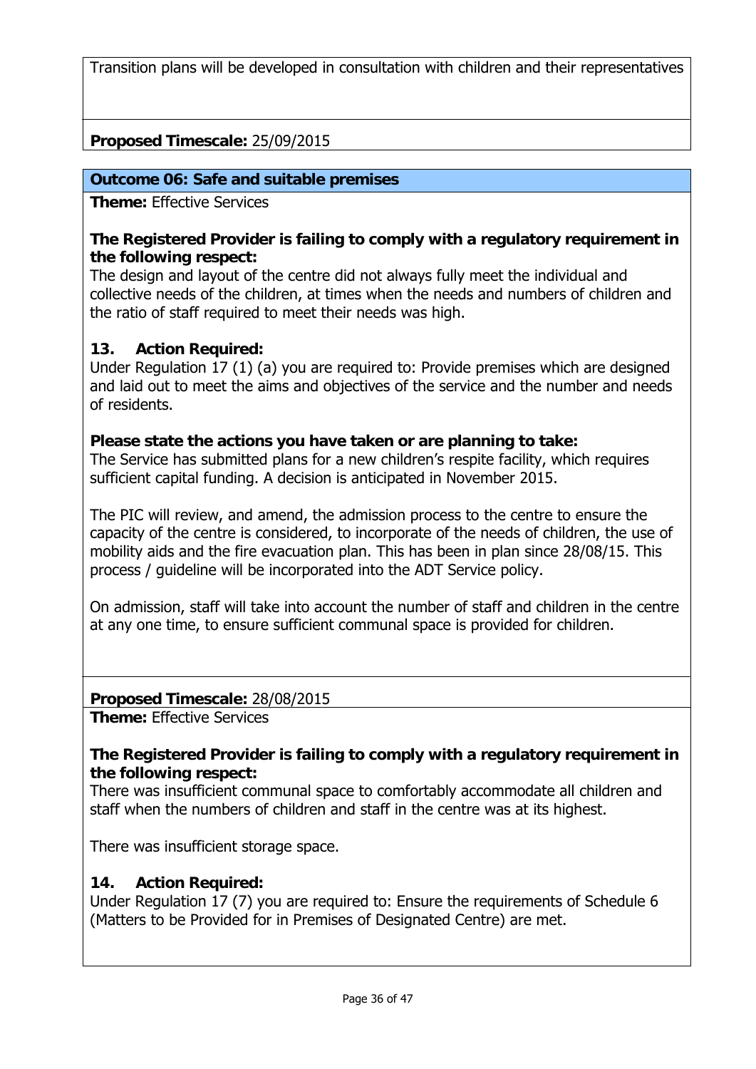Transition plans will be developed in consultation with children and their representatives

**Proposed Timescale:** 25/09/2015

## Outcome 06: Safe and suitable premises

**Theme:** Effective Services

**The Registered Provider is failing to comply with a regulatory requirement in the following respect:**
The design and layout of the centre did not always fully meet the individual and collective needs of the children, at times when the needs and numbers of children and the ratio of staff required to meet their needs was high.

### 13. Action Required:

Under Regulation 17 (1) (a) you are required to: Provide premises which are designed and laid out to meet the aims and objectives of the service and the number and needs of residents.

**Please state the actions you have taken or are planning to take:**
The Service has submitted plans for a new children's respite facility, which requires sufficient capital funding. A decision is anticipated in November 2015.

The PIC will review, and amend, the admission process to the centre to ensure the capacity of the centre is considered, to incorporate of the needs of children, the use of mobility aids and the fire evacuation plan. This has been in plan since 28/08/15. This process / guideline will be incorporated into the ADT Service policy.

On admission, staff will take into account the number of staff and children in the centre at any one time, to ensure sufficient communal space is provided for children.

**Proposed Timescale:** 28/08/2015

**Theme:** Effective Services

**The Registered Provider is failing to comply with a regulatory requirement in the following respect:**
There was insufficient communal space to comfortably accommodate all children and staff when the numbers of children and staff in the centre was at its highest.

There was insufficient storage space.

### 14. Action Required:

Under Regulation 17 (7) you are required to: Ensure the requirements of Schedule 6 (Matters to be Provided for in Premises of Designated Centre) are met.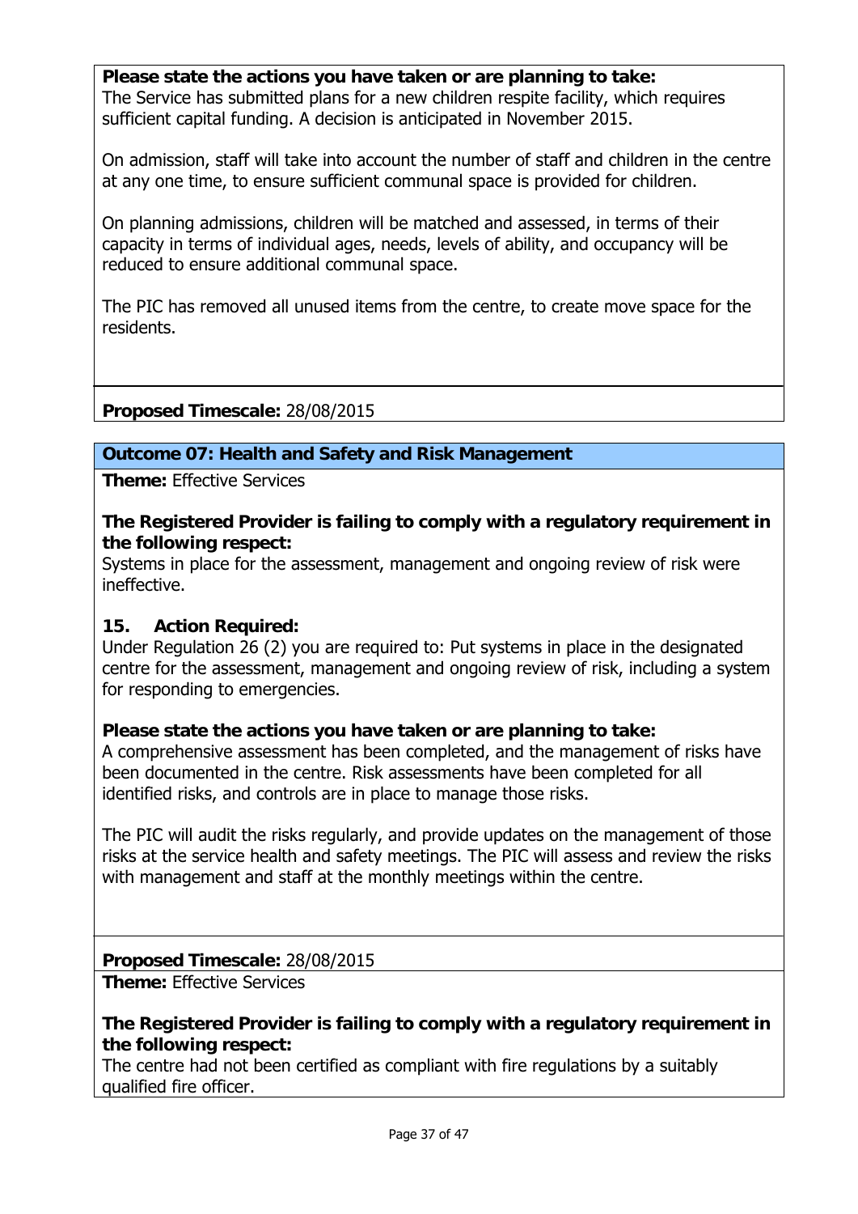**Please state the actions you have taken or are planning to take:**
The Service has submitted plans for a new children respite facility, which requires sufficient capital funding. A decision is anticipated in November 2015.

On admission, staff will take into account the number of staff and children in the centre at any one time, to ensure sufficient communal space is provided for children.

On planning admissions, children will be matched and assessed, in terms of their capacity in terms of individual ages, needs, levels of ability, and occupancy will be reduced to ensure additional communal space.

The PIC has removed all unused items from the centre, to create move space for the residents.

**Proposed Timescale:** 28/08/2015

## Outcome 07: Health and Safety and Risk Management

**Theme:** Effective Services

**The Registered Provider is failing to comply with a regulatory requirement in the following respect:**
Systems in place for the assessment, management and ongoing review of risk were ineffective.

**15. Action Required:**
Under Regulation 26 (2) you are required to: Put systems in place in the designated centre for the assessment, management and ongoing review of risk, including a system for responding to emergencies.

**Please state the actions you have taken or are planning to take:**
A comprehensive assessment has been completed, and the management of risks have been documented in the centre. Risk assessments have been completed for all identified risks, and controls are in place to manage those risks.

The PIC will audit the risks regularly, and provide updates on the management of those risks at the service health and safety meetings. The PIC will assess and review the risks with management and staff at the monthly meetings within the centre.

**Proposed Timescale:** 28/08/2015

**Theme:** Effective Services

**The Registered Provider is failing to comply with a regulatory requirement in the following respect:**
The centre had not been certified as compliant with fire regulations by a suitably qualified fire officer.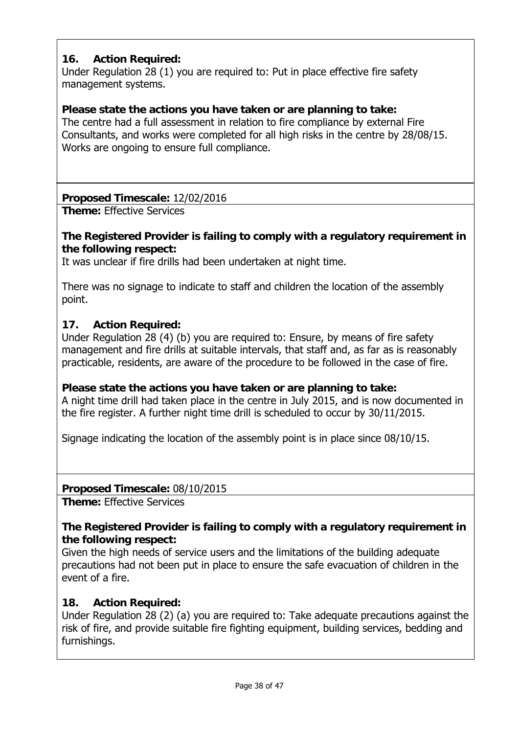**16. Action Required:**
Under Regulation 28 (1) you are required to: Put in place effective fire safety management systems.

**Please state the actions you have taken or are planning to take:**
The centre had a full assessment in relation to fire compliance by external Fire Consultants, and works were completed for all high risks in the centre by 28/08/15. Works are ongoing to ensure full compliance.

**Proposed Timescale:** 12/02/2016

**Theme:** Effective Services

**The Registered Provider is failing to comply with a regulatory requirement in the following respect:**
It was unclear if fire drills had been undertaken at night time.

There was no signage to indicate to staff and children the location of the assembly point.

**17. Action Required:**
Under Regulation 28 (4) (b) you are required to: Ensure, by means of fire safety management and fire drills at suitable intervals, that staff and, as far as is reasonably practicable, residents, are aware of the procedure to be followed in the case of fire.

**Please state the actions you have taken or are planning to take:**
A night time drill had taken place in the centre in July 2015, and is now documented in the fire register. A further night time drill is scheduled to occur by 30/11/2015.

Signage indicating the location of the assembly point is in place since 08/10/15.

**Proposed Timescale:** 08/10/2015

**Theme:** Effective Services

**The Registered Provider is failing to comply with a regulatory requirement in the following respect:**
Given the high needs of service users and the limitations of the building adequate precautions had not been put in place to ensure the safe evacuation of children in the event of a fire.

**18. Action Required:**
Under Regulation 28 (2) (a) you are required to: Take adequate precautions against the risk of fire, and provide suitable fire fighting equipment, building services, bedding and furnishings.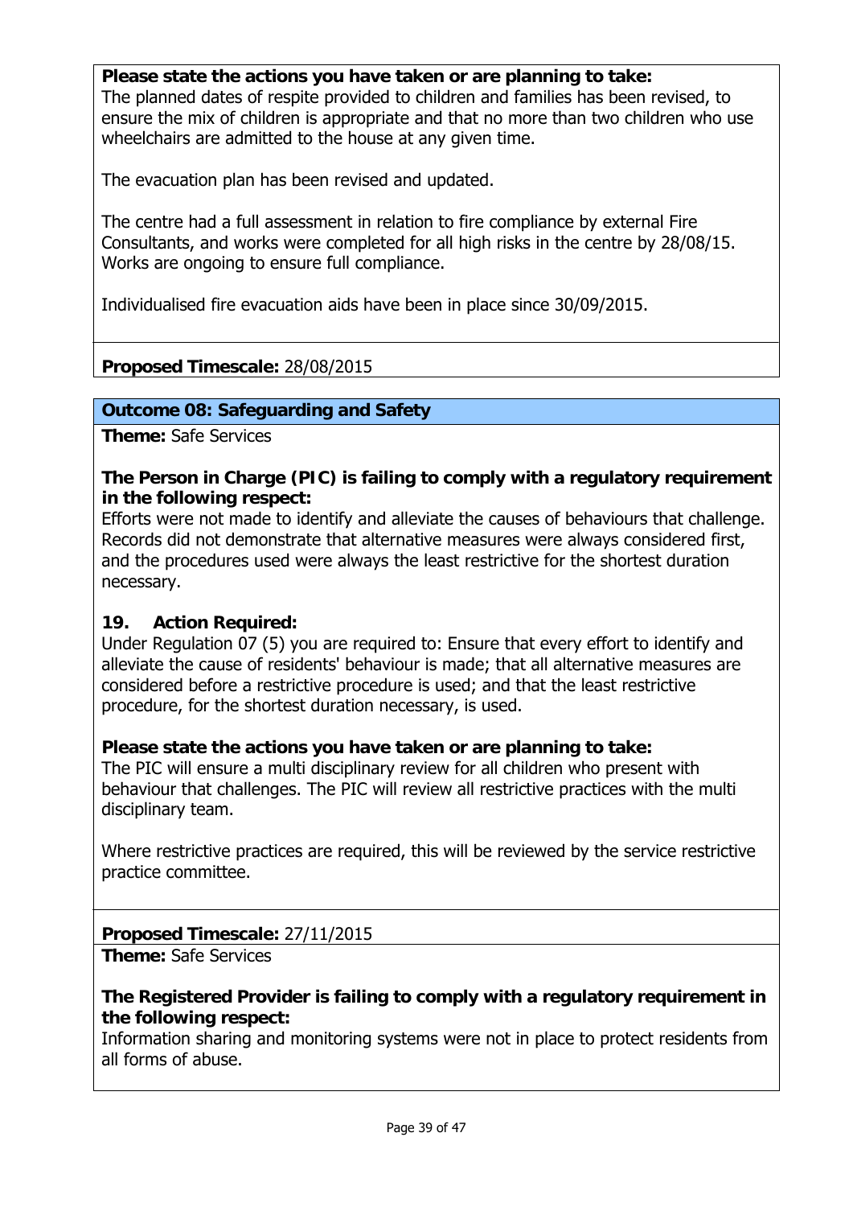**Please state the actions you have taken or are planning to take:**
The planned dates of respite provided to children and families has been revised, to ensure the mix of children is appropriate and that no more than two children who use wheelchairs are admitted to the house at any given time.

The evacuation plan has been revised and updated.

The centre had a full assessment in relation to fire compliance by external Fire Consultants, and works were completed for all high risks in the centre by 28/08/15. Works are ongoing to ensure full compliance.

Individualised fire evacuation aids have been in place since 30/09/2015.

**Proposed Timescale:** 28/08/2015

**Outcome 08: Safeguarding and Safety**

**Theme:** Safe Services

**The Person in Charge (PIC) is failing to comply with a regulatory requirement in the following respect:**
Efforts were not made to identify and alleviate the causes of behaviours that challenge. Records did not demonstrate that alternative measures were always considered first, and the procedures used were always the least restrictive for the shortest duration necessary.

**19. Action Required:**
Under Regulation 07 (5) you are required to: Ensure that every effort to identify and alleviate the cause of residents' behaviour is made; that all alternative measures are considered before a restrictive procedure is used; and that the least restrictive procedure, for the shortest duration necessary, is used.

**Please state the actions you have taken or are planning to take:**
The PIC will ensure a multi disciplinary review for all children who present with behaviour that challenges. The PIC will review all restrictive practices with the multi disciplinary team.

Where restrictive practices are required, this will be reviewed by the service restrictive practice committee.

**Proposed Timescale:** 27/11/2015

**Theme:** Safe Services

**The Registered Provider is failing to comply with a regulatory requirement in the following respect:**
Information sharing and monitoring systems were not in place to protect residents from all forms of abuse.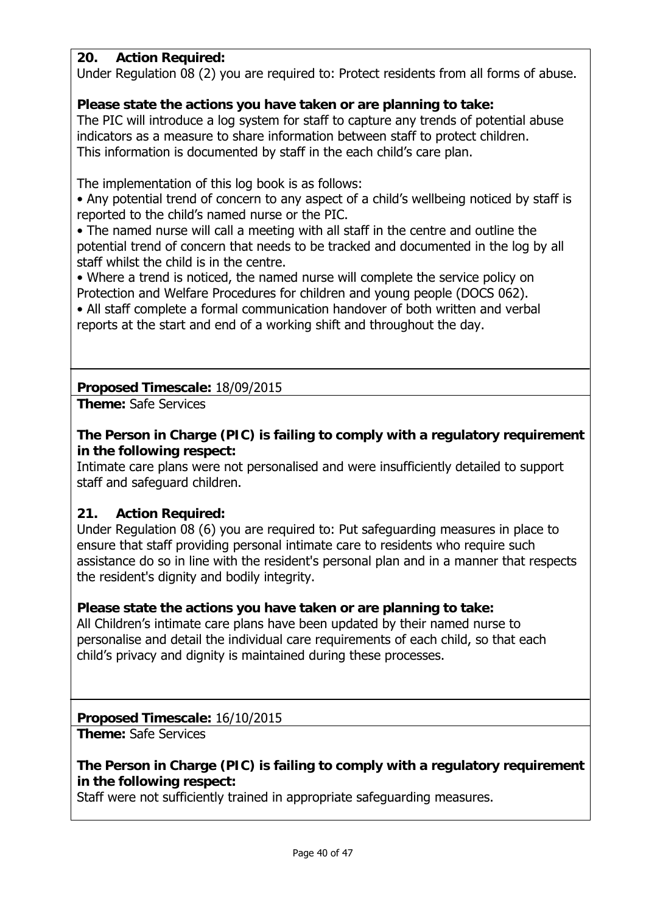**20. Action Required:**
Under Regulation 08 (2) you are required to: Protect residents from all forms of abuse.

**Please state the actions you have taken or are planning to take:**
The PIC will introduce a log system for staff to capture any trends of potential abuse indicators as a measure to share information between staff to protect children. This information is documented by staff in the each child's care plan.

The implementation of this log book is as follows:

- Any potential trend of concern to any aspect of a child's wellbeing noticed by staff is reported to the child's named nurse or the PIC.
- The named nurse will call a meeting with all staff in the centre and outline the potential trend of concern that needs to be tracked and documented in the log by all staff whilst the child is in the centre.
- Where a trend is noticed, the named nurse will complete the service policy on Protection and Welfare Procedures for children and young people (DOCS 062).
- All staff complete a formal communication handover of both written and verbal reports at the start and end of a working shift and throughout the day.

**Proposed Timescale:** 18/09/2015

**Theme:** Safe Services

**The Person in Charge (PIC) is failing to comply with a regulatory requirement in the following respect:**
Intimate care plans were not personalised and were insufficiently detailed to support staff and safeguard children.

**21. Action Required:**
Under Regulation 08 (6) you are required to: Put safeguarding measures in place to ensure that staff providing personal intimate care to residents who require such assistance do so in line with the resident's personal plan and in a manner that respects the resident's dignity and bodily integrity.

**Please state the actions you have taken or are planning to take:**
All Children's intimate care plans have been updated by their named nurse to personalise and detail the individual care requirements of each child, so that each child's privacy and dignity is maintained during these processes.

**Proposed Timescale:** 16/10/2015

**Theme:** Safe Services

**The Person in Charge (PIC) is failing to comply with a regulatory requirement in the following respect:**
Staff were not sufficiently trained in appropriate safeguarding measures.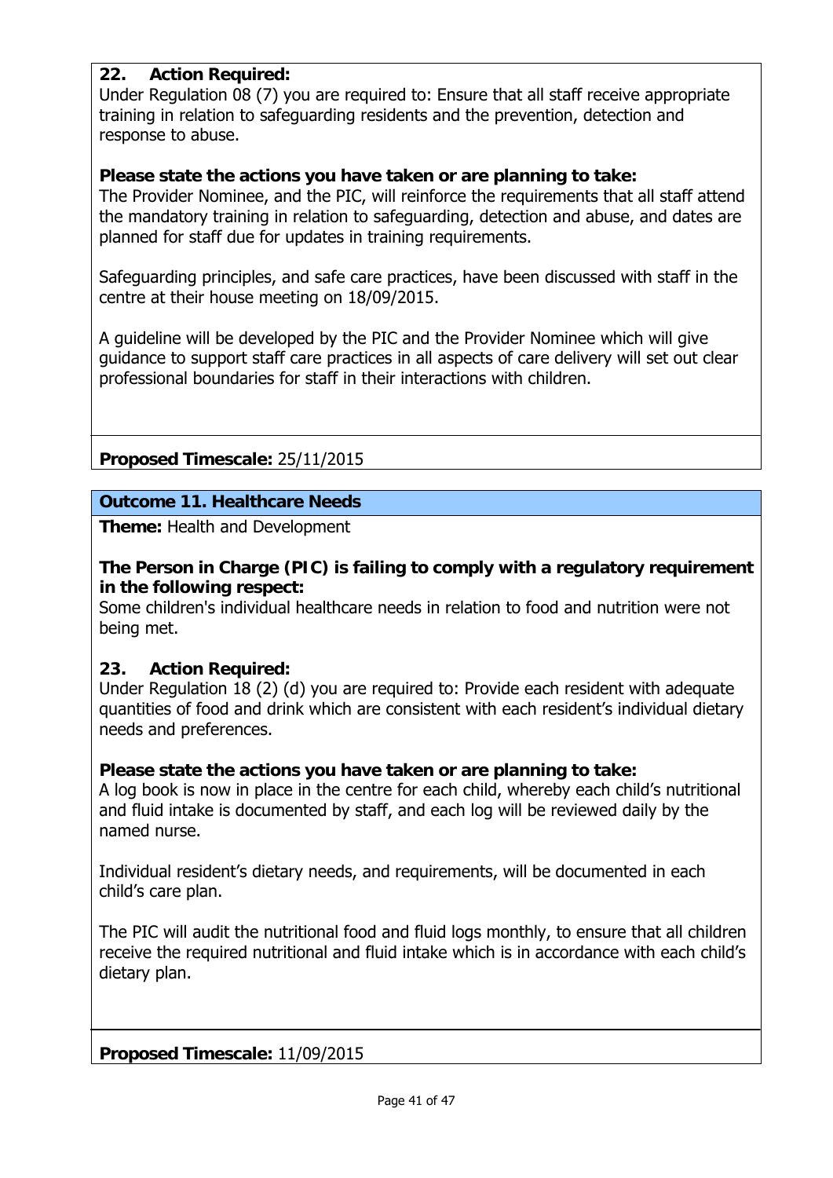**22. Action Required:**

Under Regulation 08 (7) you are required to: Ensure that all staff receive appropriate training in relation to safeguarding residents and the prevention, detection and response to abuse.

**Please state the actions you have taken or are planning to take:**

The Provider Nominee, and the PIC, will reinforce the requirements that all staff attend the mandatory training in relation to safeguarding, detection and abuse, and dates are planned for staff due for updates in training requirements.

Safeguarding principles, and safe care practices, have been discussed with staff in the centre at their house meeting on 18/09/2015.

A guideline will be developed by the PIC and the Provider Nominee which will give guidance to support staff care practices in all aspects of care delivery will set out clear professional boundaries for staff in their interactions with children.

**Proposed Timescale:** 25/11/2015

## Outcome 11. Healthcare Needs

**Theme:** Health and Development

**The Person in Charge (PIC) is failing to comply with a regulatory requirement in the following respect:**

Some children's individual healthcare needs in relation to food and nutrition were not being met.

**23. Action Required:**

Under Regulation 18 (2) (d) you are required to: Provide each resident with adequate quantities of food and drink which are consistent with each resident's individual dietary needs and preferences.

**Please state the actions you have taken or are planning to take:**

A log book is now in place in the centre for each child, whereby each child's nutritional and fluid intake is documented by staff, and each log will be reviewed daily by the named nurse.

Individual resident's dietary needs, and requirements, will be documented in each child's care plan.

The PIC will audit the nutritional food and fluid logs monthly, to ensure that all children receive the required nutritional and fluid intake which is in accordance with each child's dietary plan.

**Proposed Timescale:** 11/09/2015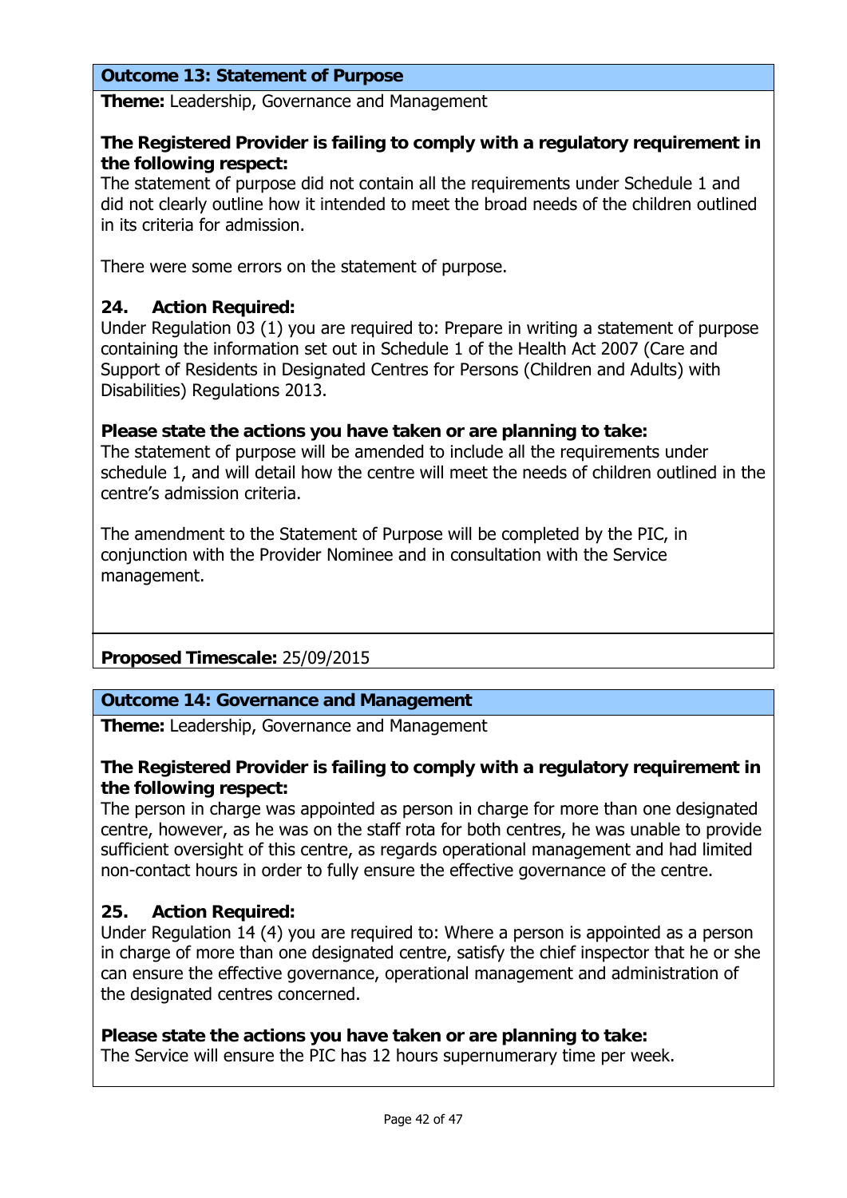### Outcome 13: Statement of Purpose

**Theme:** Leadership, Governance and Management

**The Registered Provider is failing to comply with a regulatory requirement in the following respect:**
The statement of purpose did not contain all the requirements under Schedule 1 and did not clearly outline how it intended to meet the broad needs of the children outlined in its criteria for admission.

There were some errors on the statement of purpose.

**24. Action Required:**
Under Regulation 03 (1) you are required to: Prepare in writing a statement of purpose containing the information set out in Schedule 1 of the Health Act 2007 (Care and Support of Residents in Designated Centres for Persons (Children and Adults) with Disabilities) Regulations 2013.

**Please state the actions you have taken or are planning to take:**
The statement of purpose will be amended to include all the requirements under schedule 1, and will detail how the centre will meet the needs of children outlined in the centre's admission criteria.

The amendment to the Statement of Purpose will be completed by the PIC, in conjunction with the Provider Nominee and in consultation with the Service management.

**Proposed Timescale:** 25/09/2015

### Outcome 14: Governance and Management

**Theme:** Leadership, Governance and Management

**The Registered Provider is failing to comply with a regulatory requirement in the following respect:**
The person in charge was appointed as person in charge for more than one designated centre, however, as he was on the staff rota for both centres, he was unable to provide sufficient oversight of this centre, as regards operational management and had limited non-contact hours in order to fully ensure the effective governance of the centre.

**25. Action Required:**
Under Regulation 14 (4) you are required to: Where a person is appointed as a person in charge of more than one designated centre, satisfy the chief inspector that he or she can ensure the effective governance, operational management and administration of the designated centres concerned.

**Please state the actions you have taken or are planning to take:**
The Service will ensure the PIC has 12 hours supernumerary time per week.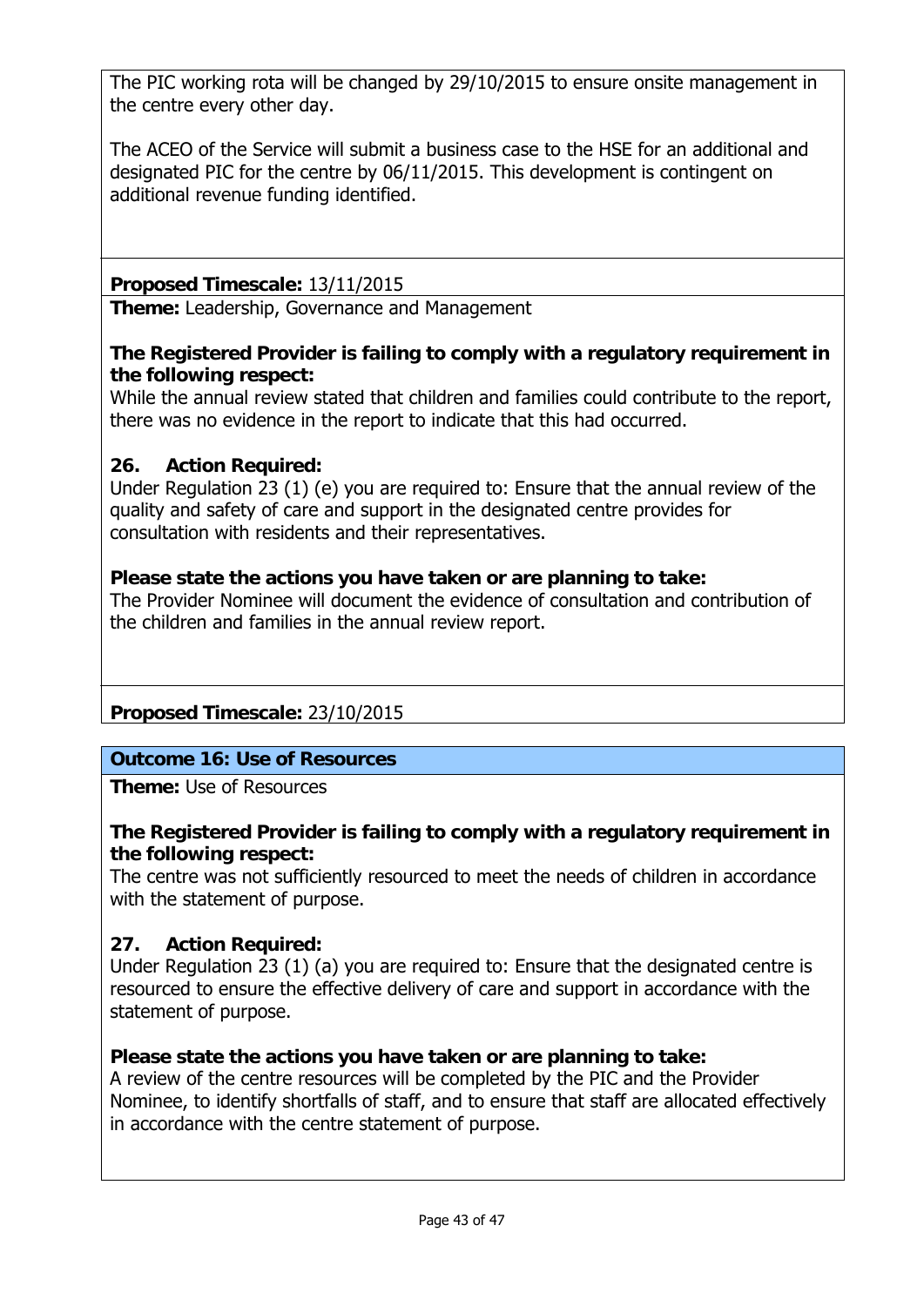The PIC working rota will be changed by 29/10/2015 to ensure onsite management in the centre every other day.

The ACEO of the Service will submit a business case to the HSE for an additional and designated PIC for the centre by 06/11/2015. This development is contingent on additional revenue funding identified.

**Proposed Timescale:** 13/11/2015

**Theme:** Leadership, Governance and Management

**The Registered Provider is failing to comply with a regulatory requirement in the following respect:**
While the annual review stated that children and families could contribute to the report, there was no evidence in the report to indicate that this had occurred.

**26. Action Required:**
Under Regulation 23 (1) (e) you are required to: Ensure that the annual review of the quality and safety of care and support in the designated centre provides for consultation with residents and their representatives.

**Please state the actions you have taken or are planning to take:**
The Provider Nominee will document the evidence of consultation and contribution of the children and families in the annual review report.

**Proposed Timescale:** 23/10/2015

## Outcome 16: Use of Resources

**Theme:** Use of Resources

**The Registered Provider is failing to comply with a regulatory requirement in the following respect:**
The centre was not sufficiently resourced to meet the needs of children in accordance with the statement of purpose.

**27. Action Required:**
Under Regulation 23 (1) (a) you are required to: Ensure that the designated centre is resourced to ensure the effective delivery of care and support in accordance with the statement of purpose.

**Please state the actions you have taken or are planning to take:**
A review of the centre resources will be completed by the PIC and the Provider Nominee, to identify shortfalls of staff, and to ensure that staff are allocated effectively in accordance with the centre statement of purpose.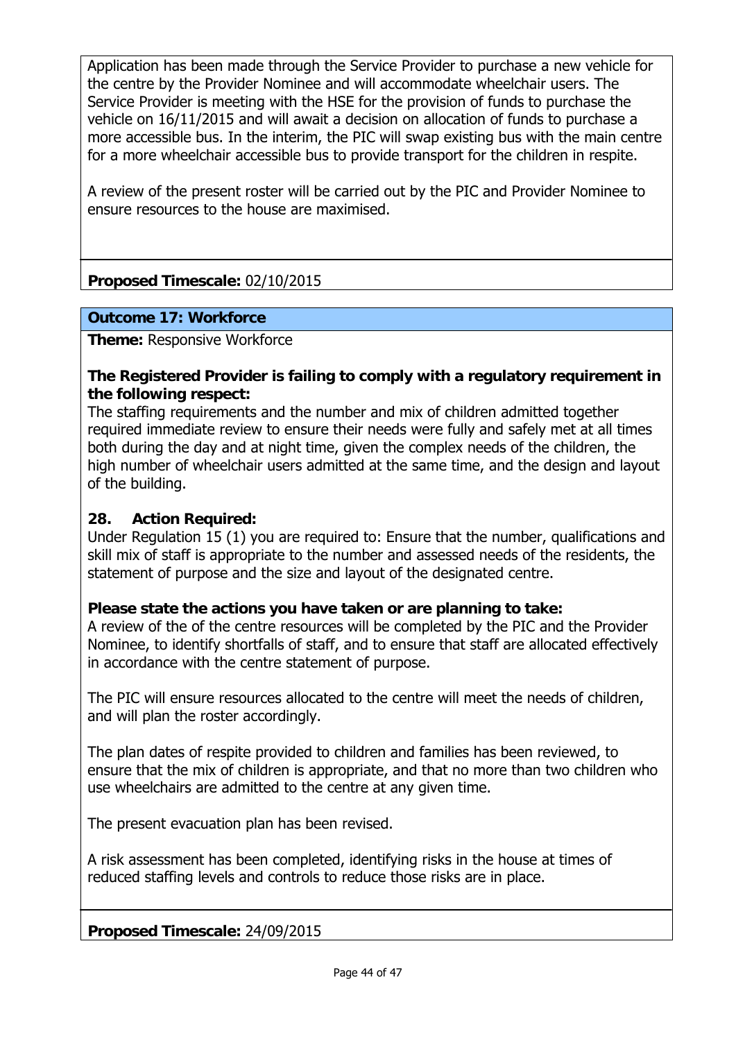Application has been made through the Service Provider to purchase a new vehicle for the centre by the Provider Nominee and will accommodate wheelchair users. The Service Provider is meeting with the HSE for the provision of funds to purchase the vehicle on 16/11/2015 and will await a decision on allocation of funds to purchase a more accessible bus. In the interim, the PIC will swap existing bus with the main centre for a more wheelchair accessible bus to provide transport for the children in respite.

A review of the present roster will be carried out by the PIC and Provider Nominee to ensure resources to the house are maximised.

**Proposed Timescale:** 02/10/2015

**Outcome 17: Workforce**

**Theme:** Responsive Workforce

**The Registered Provider is failing to comply with a regulatory requirement in the following respect:**
The staffing requirements and the number and mix of children admitted together required immediate review to ensure their needs were fully and safely met at all times both during the day and at night time, given the complex needs of the children, the high number of wheelchair users admitted at the same time, and the design and layout of the building.

**28. Action Required:**
Under Regulation 15 (1) you are required to: Ensure that the number, qualifications and skill mix of staff is appropriate to the number and assessed needs of the residents, the statement of purpose and the size and layout of the designated centre.

**Please state the actions you have taken or are planning to take:**
A review of the of the centre resources will be completed by the PIC and the Provider Nominee, to identify shortfalls of staff, and to ensure that staff are allocated effectively in accordance with the centre statement of purpose.

The PIC will ensure resources allocated to the centre will meet the needs of children, and will plan the roster accordingly.

The plan dates of respite provided to children and families has been reviewed, to ensure that the mix of children is appropriate, and that no more than two children who use wheelchairs are admitted to the centre at any given time.

The present evacuation plan has been revised.

A risk assessment has been completed, identifying risks in the house at times of reduced staffing levels and controls to reduce those risks are in place.

**Proposed Timescale:** 24/09/2015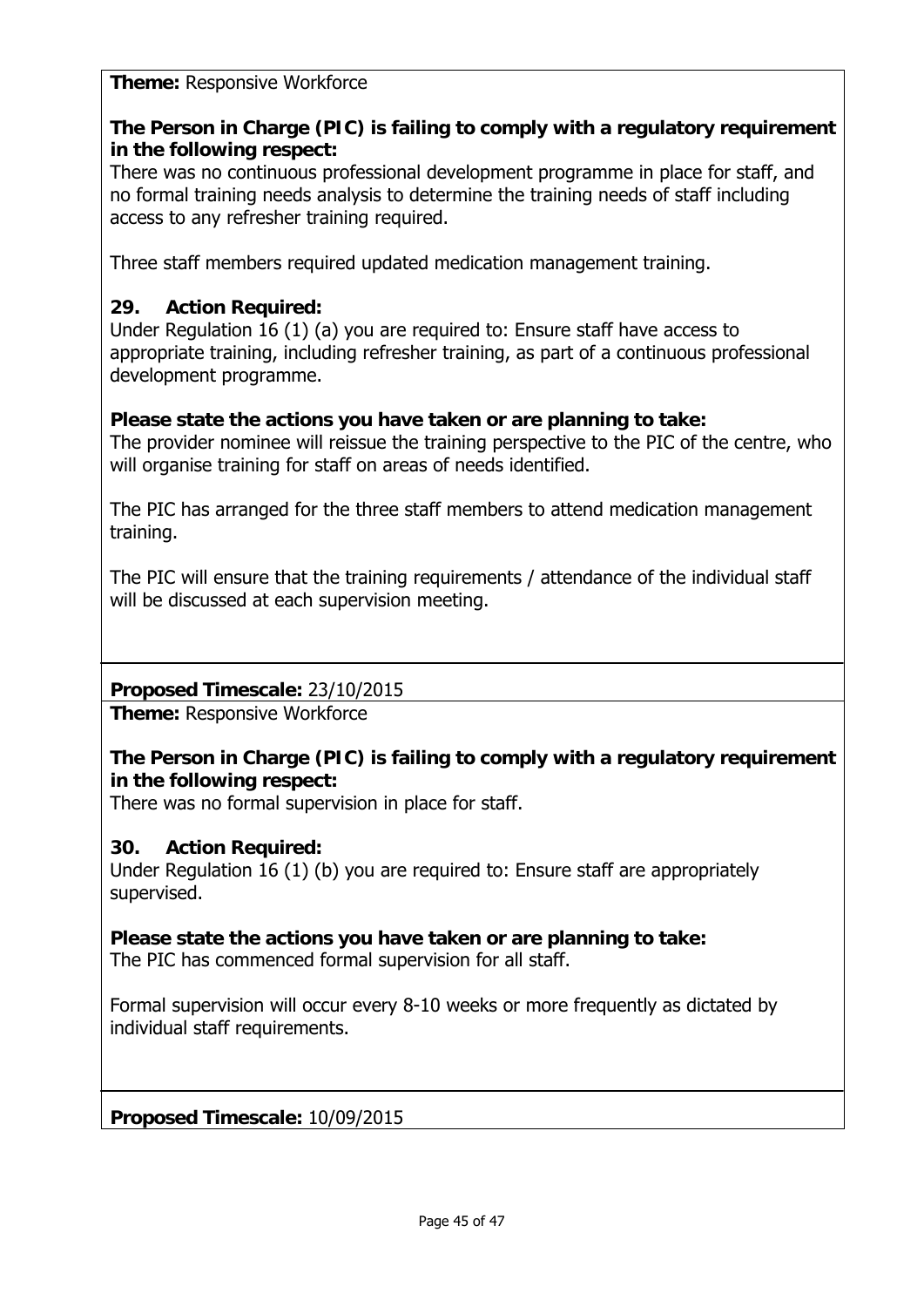**Theme:** Responsive Workforce

**The Person in Charge (PIC) is failing to comply with a regulatory requirement in the following respect:**
There was no continuous professional development programme in place for staff, and no formal training needs analysis to determine the training needs of staff including access to any refresher training required.

Three staff members required updated medication management training.

**29. Action Required:**
Under Regulation 16 (1) (a) you are required to: Ensure staff have access to appropriate training, including refresher training, as part of a continuous professional development programme.

**Please state the actions you have taken or are planning to take:**
The provider nominee will reissue the training perspective to the PIC of the centre, who will organise training for staff on areas of needs identified.

The PIC has arranged for the three staff members to attend medication management training.

The PIC will ensure that the training requirements / attendance of the individual staff will be discussed at each supervision meeting.

**Proposed Timescale:** 23/10/2015

**Theme:** Responsive Workforce

**The Person in Charge (PIC) is failing to comply with a regulatory requirement in the following respect:**
There was no formal supervision in place for staff.

**30. Action Required:**
Under Regulation 16 (1) (b) you are required to: Ensure staff are appropriately supervised.

**Please state the actions you have taken or are planning to take:**
The PIC has commenced formal supervision for all staff.

Formal supervision will occur every 8-10 weeks or more frequently as dictated by individual staff requirements.

**Proposed Timescale:** 10/09/2015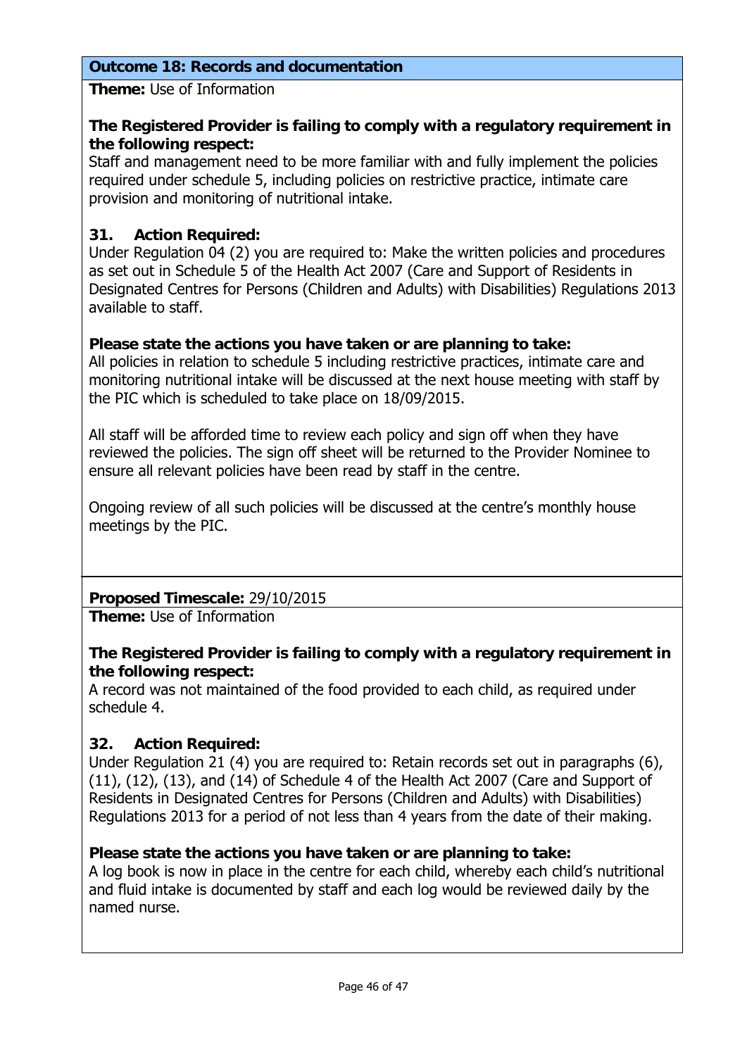## Outcome 18: Records and documentation

**Theme:** Use of Information

**The Registered Provider is failing to comply with a regulatory requirement in the following respect:**
Staff and management need to be more familiar with and fully implement the policies required under schedule 5, including policies on restrictive practice, intimate care provision and monitoring of nutritional intake.

**31. Action Required:**
Under Regulation 04 (2) you are required to: Make the written policies and procedures as set out in Schedule 5 of the Health Act 2007 (Care and Support of Residents in Designated Centres for Persons (Children and Adults) with Disabilities) Regulations 2013 available to staff.

**Please state the actions you have taken or are planning to take:**
All policies in relation to schedule 5 including restrictive practices, intimate care and monitoring nutritional intake will be discussed at the next house meeting with staff by the PIC which is scheduled to take place on 18/09/2015.

All staff will be afforded time to review each policy and sign off when they have reviewed the policies. The sign off sheet will be returned to the Provider Nominee to ensure all relevant policies have been read by staff in the centre.

Ongoing review of all such policies will be discussed at the centre's monthly house meetings by the PIC.

**Proposed Timescale:** 29/10/2015

**Theme:** Use of Information

**The Registered Provider is failing to comply with a regulatory requirement in the following respect:**
A record was not maintained of the food provided to each child, as required under schedule 4.

**32. Action Required:**
Under Regulation 21 (4) you are required to: Retain records set out in paragraphs (6), (11), (12), (13), and (14) of Schedule 4 of the Health Act 2007 (Care and Support of Residents in Designated Centres for Persons (Children and Adults) with Disabilities) Regulations 2013 for a period of not less than 4 years from the date of their making.

**Please state the actions you have taken or are planning to take:**
A log book is now in place in the centre for each child, whereby each child's nutritional and fluid intake is documented by staff and each log would be reviewed daily by the named nurse.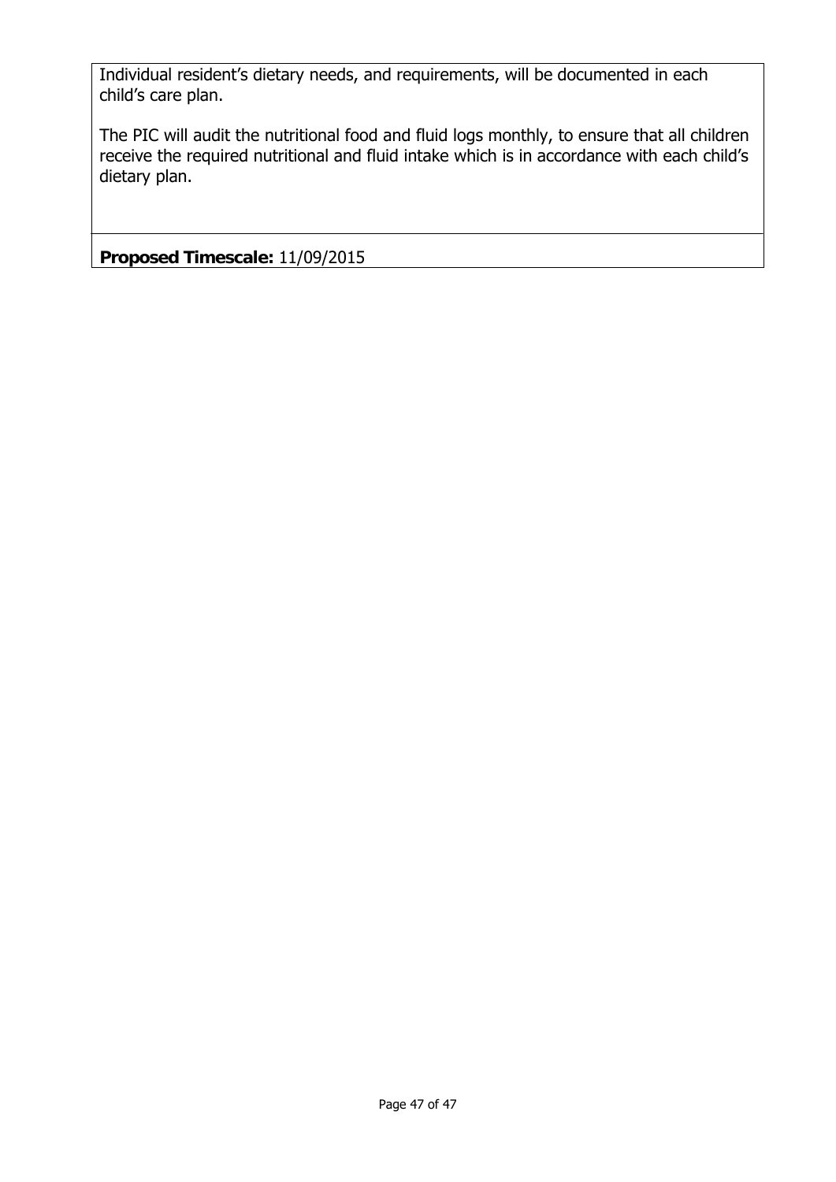Individual resident’s dietary needs, and requirements, will be documented in each child’s care plan.

The PIC will audit the nutritional food and fluid logs monthly, to ensure that all children receive the required nutritional and fluid intake which is in accordance with each child’s dietary plan.

**Proposed Timescale:** 11/09/2015